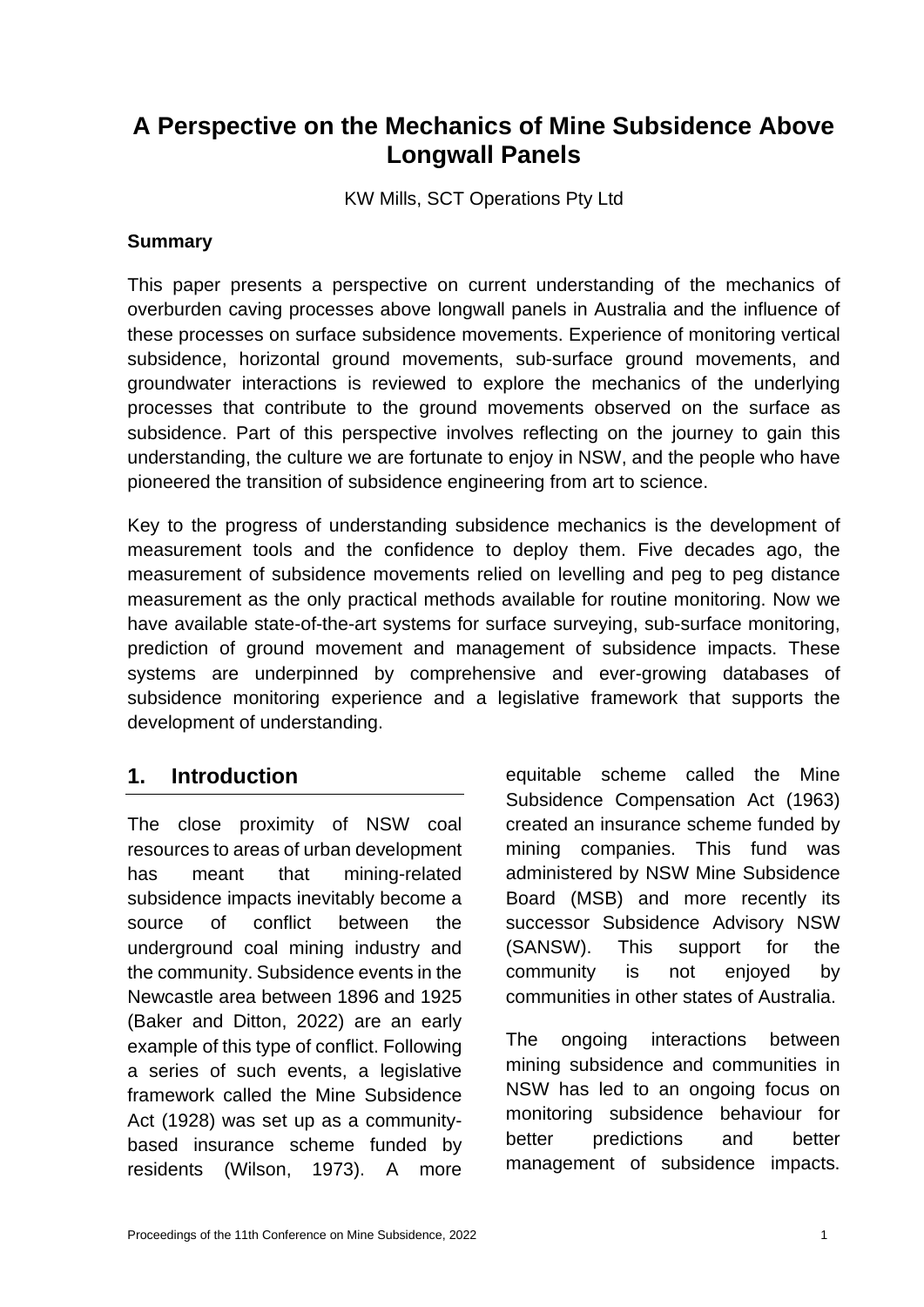# A Perspective on the Mechanics of Mine Subsidence Above Longwall Panels

KW Mills, SCT Operations Pty Ltd

**Summary**

This paper presents a perspective on current understanding of the mechanics of overburden caving processes above longwall panels in Australia and the influence of these processes on surface subsidence movements. Experience of monitoring vertical subsidence, horizontal ground movements, sub-surface ground movements, and groundwater interactions is reviewed to explore the mechanics of the underlying processes that contribute to the ground movements observed on the surface as subsidence. Part of this perspective involves reflecting on the journey to gain this understanding, the culture we are fortunate to enjoy in NSW, and the people who have pioneered the transition of subsidence engineering from art to science.

Key to the progress of understanding subsidence mechanics is the development of measurement tools and the confidence to deploy them. Five decades ago, the measurement of subsidence movements relied on levelling and peg to peg distance measurement as the only practical methods available for routine monitoring. Now we have available state-of-the-art systems for surface surveying, sub-surface monitoring, prediction of ground movement and management of subsidence impacts. These systems are underpinned by comprehensive and ever-growing databases of subsidence monitoring experience and a legislative framework that supports the development of understanding.

## 1. Introduction

The close proximity of NSW coal resources to areas of urban development has meant that mining-related subsidence impacts inevitably become a source of conflict between the underground coal mining industry and the community. Subsidence events in the Newcastle area between 1896 and 1925 (Baker and Ditton, 2022) are an early example of this type of conflict. Following a series of such events, a legislative framework called the Mine Subsidence Act (1928) was set up as a community-based insurance scheme funded by residents (Wilson, 1973). A more equitable scheme called the Mine Subsidence Compensation Act (1963) created an insurance scheme funded by mining companies. This fund was administered by NSW Mine Subsidence Board (MSB) and more recently its successor Subsidence Advisory NSW (SANSW). This support for the community is not enjoyed by communities in other states of Australia.

The ongoing interactions between mining subsidence and communities in NSW has led to an ongoing focus on monitoring subsidence behaviour for better predictions and better management of subsidence impacts.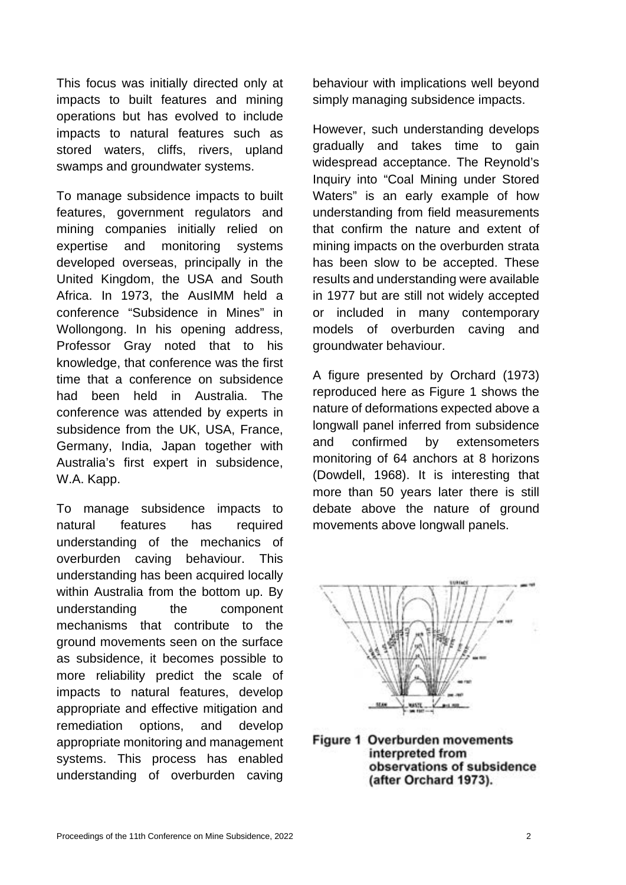This focus was initially directed only at impacts to built features and mining operations but has evolved to include impacts to natural features such as stored waters, cliffs, rivers, upland swamps and groundwater systems.

To manage subsidence impacts to built features, government regulators and mining companies initially relied on expertise and monitoring systems developed overseas, principally in the United Kingdom, the USA and South Africa. In 1973, the AusIMM held a conference "Subsidence in Mines" in Wollongong. In his opening address, Professor Gray noted that to his knowledge, that conference was the first time that a conference on subsidence had been held in Australia. The conference was attended by experts in subsidence from the UK, USA, France, Germany, India, Japan together with Australia's first expert in subsidence, W.A. Kapp.

To manage subsidence impacts to natural features has required understanding of the mechanics of overburden caving behaviour. This understanding has been acquired locally within Australia from the bottom up. By understanding the component mechanisms that contribute to the ground movements seen on the surface as subsidence, it becomes possible to more reliability predict the scale of impacts to natural features, develop appropriate and effective mitigation and remediation options, and develop appropriate monitoring and management systems. This process has enabled understanding of overburden caving behaviour with implications well beyond simply managing subsidence impacts.

However, such understanding develops gradually and takes time to gain widespread acceptance. The Reynold's Inquiry into "Coal Mining under Stored Waters" is an early example of how understanding from field measurements that confirm the nature and extent of mining impacts on the overburden strata has been slow to be accepted. These results and understanding were available in 1977 but are still not widely accepted or included in many contemporary models of overburden caving and groundwater behaviour.

A figure presented by Orchard (1973) reproduced here as Figure 1 shows the nature of deformations expected above a longwall panel inferred from subsidence and confirmed by extensometers monitoring of 64 anchors at 8 horizons (Dowdell, 1968). It is interesting that more than 50 years later there is still debate above the nature of ground movements above longwall panels.

**Figure 1 Overburden movements interpreted from observations of subsidence (after Orchard 1973).**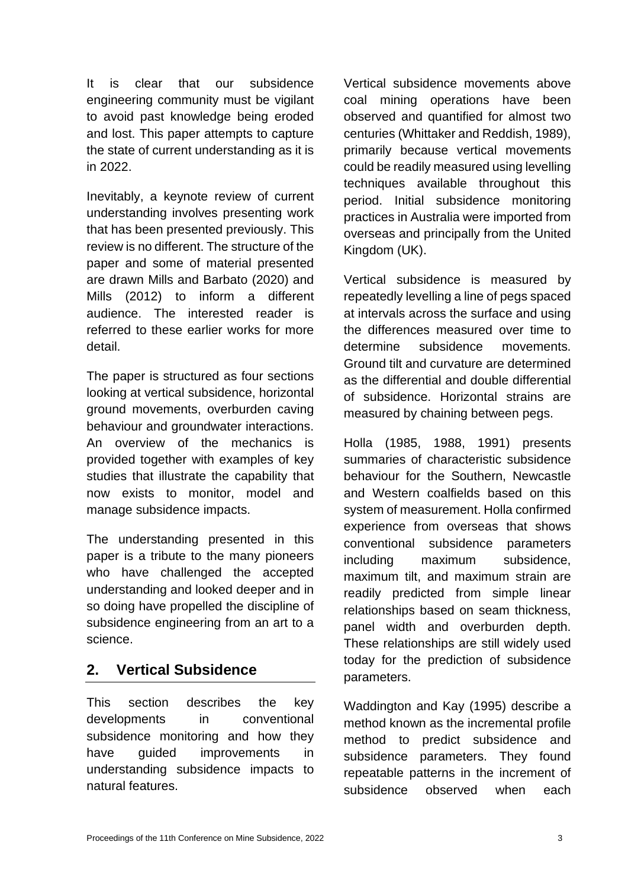It is clear that our subsidence engineering community must be vigilant to avoid past knowledge being eroded and lost. This paper attempts to capture the state of current understanding as it is in 2022.

Inevitably, a keynote review of current understanding involves presenting work that has been presented previously. This review is no different. The structure of the paper and some of material presented are drawn Mills and Barbato (2020) and Mills (2012) to inform a different audience. The interested reader is referred to these earlier works for more detail.

The paper is structured as four sections looking at vertical subsidence, horizontal ground movements, overburden caving behaviour and groundwater interactions. An overview of the mechanics is provided together with examples of key studies that illustrate the capability that now exists to monitor, model and manage subsidence impacts.

The understanding presented in this paper is a tribute to the many pioneers who have challenged the accepted understanding and looked deeper and in so doing have propelled the discipline of subsidence engineering from an art to a science.

## 2. Vertical Subsidence

This section describes the key developments in conventional subsidence monitoring and how they have guided improvements in understanding subsidence impacts to natural features.

Vertical subsidence movements above coal mining operations have been observed and quantified for almost two centuries (Whittaker and Reddish, 1989), primarily because vertical movements could be readily measured using levelling techniques available throughout this period. Initial subsidence monitoring practices in Australia were imported from overseas and principally from the United Kingdom (UK).

Vertical subsidence is measured by repeatedly levelling a line of pegs spaced at intervals across the surface and using the differences measured over time to determine subsidence movements. Ground tilt and curvature are determined as the differential and double differential of subsidence. Horizontal strains are measured by chaining between pegs.

Holla (1985, 1988, 1991) presents summaries of characteristic subsidence behaviour for the Southern, Newcastle and Western coalfields based on this system of measurement. Holla confirmed experience from overseas that shows conventional subsidence parameters including maximum subsidence, maximum tilt, and maximum strain are readily predicted from simple linear relationships based on seam thickness, panel width and overburden depth. These relationships are still widely used today for the prediction of subsidence parameters.

Waddington and Kay (1995) describe a method known as the incremental profile method to predict subsidence and subsidence parameters. They found repeatable patterns in the increment of subsidence observed when each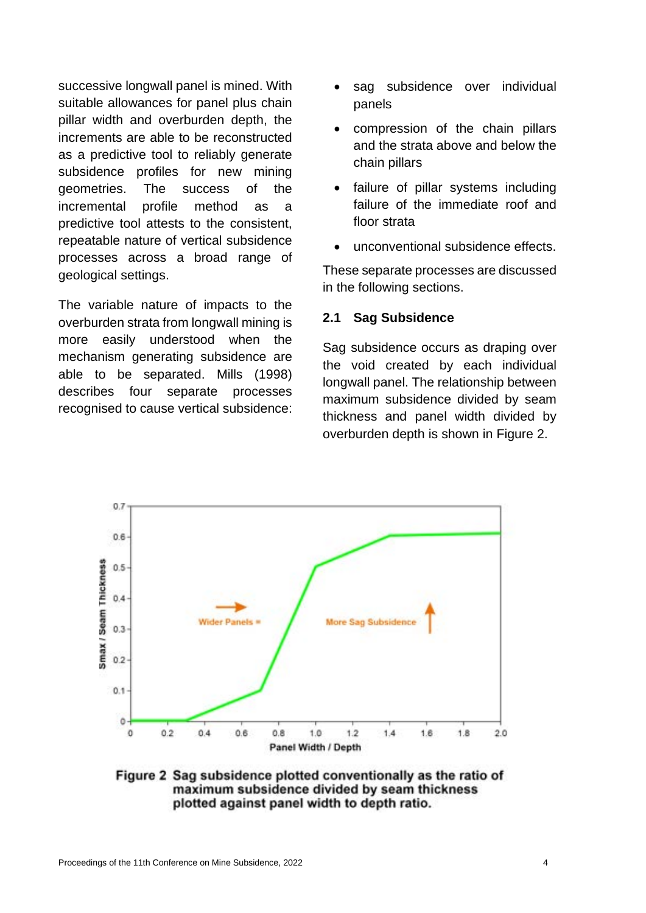successive longwall panel is mined. With suitable allowances for panel plus chain pillar width and overburden depth, the increments are able to be reconstructed as a predictive tool to reliably generate subsidence profiles for new mining geometries. The success of the incremental profile method as a predictive tool attests to the consistent, repeatable nature of vertical subsidence processes across a broad range of geological settings.

The variable nature of impacts to the overburden strata from longwall mining is more easily understood when the mechanism generating subsidence are able to be separated. Mills (1998) describes four separate processes recognised to cause vertical subsidence:

- sag subsidence over individual panels
- compression of the chain pillars and the strata above and below the chain pillars
- failure of pillar systems including failure of the immediate roof and floor strata
- unconventional subsidence effects.

These separate processes are discussed in the following sections.

### 2.1 Sag Subsidence

Sag subsidence occurs as draping over the void created by each individual longwall panel. The relationship between maximum subsidence divided by seam thickness and panel width divided by overburden depth is shown in Figure 2.

**Figure 2** Sag subsidence plotted conventionally as the ratio of maximum subsidence divided by seam thickness plotted against panel width to depth ratio.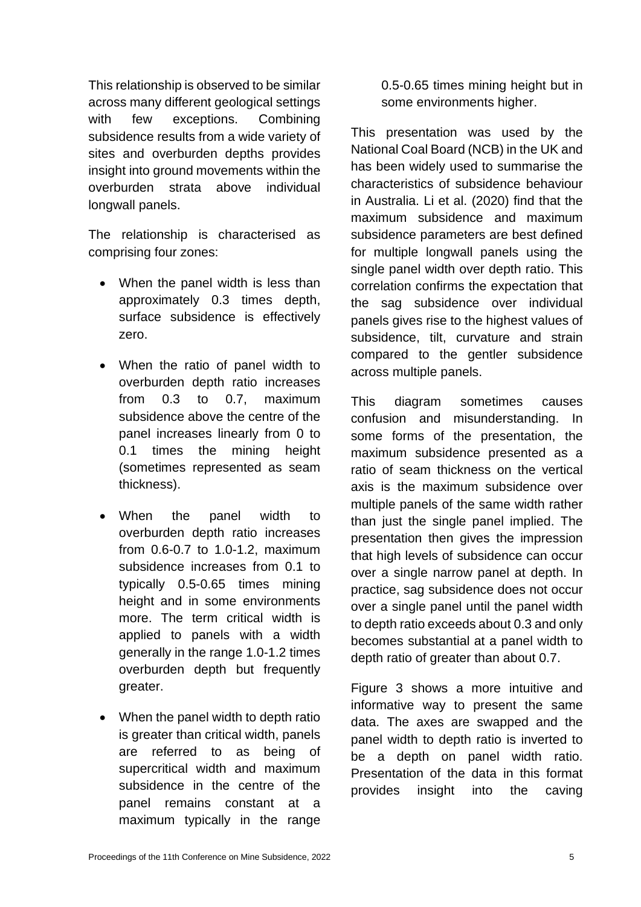This relationship is observed to be similar across many different geological settings with few exceptions. Combining subsidence results from a wide variety of sites and overburden depths provides insight into ground movements within the overburden strata above individual longwall panels.

The relationship is characterised as comprising four zones:

- When the panel width is less than approximately 0.3 times depth, surface subsidence is effectively zero.
- When the ratio of panel width to overburden depth ratio increases from 0.3 to 0.7, maximum subsidence above the centre of the panel increases linearly from 0 to 0.1 times the mining height (sometimes represented as seam thickness).
- When the panel width to overburden depth ratio increases from 0.6-0.7 to 1.0-1.2, maximum subsidence increases from 0.1 to typically 0.5-0.65 times mining height and in some environments more. The term critical width is applied to panels with a width generally in the range 1.0-1.2 times overburden depth but frequently greater.
- When the panel width to depth ratio is greater than critical width, panels are referred to as being of supercritical width and maximum subsidence in the centre of the panel remains constant at a maximum typically in the range 0.5-0.65 times mining height but in some environments higher.

This presentation was used by the National Coal Board (NCB) in the UK and has been widely used to summarise the characteristics of subsidence behaviour in Australia. Li et al. (2020) find that the maximum subsidence and maximum subsidence parameters are best defined for multiple longwall panels using the single panel width over depth ratio. This correlation confirms the expectation that the sag subsidence over individual panels gives rise to the highest values of subsidence, tilt, curvature and strain compared to the gentler subsidence across multiple panels.

This diagram sometimes causes confusion and misunderstanding. In some forms of the presentation, the maximum subsidence presented as a ratio of seam thickness on the vertical axis is the maximum subsidence over multiple panels of the same width rather than just the single panel implied. The presentation then gives the impression that high levels of subsidence can occur over a single narrow panel at depth. In practice, sag subsidence does not occur over a single panel until the panel width to depth ratio exceeds about 0.3 and only becomes substantial at a panel width to depth ratio of greater than about 0.7.

Figure 3 shows a more intuitive and informative way to present the same data. The axes are swapped and the panel width to depth ratio is inverted to be a depth on panel width ratio. Presentation of the data in this format provides insight into the caving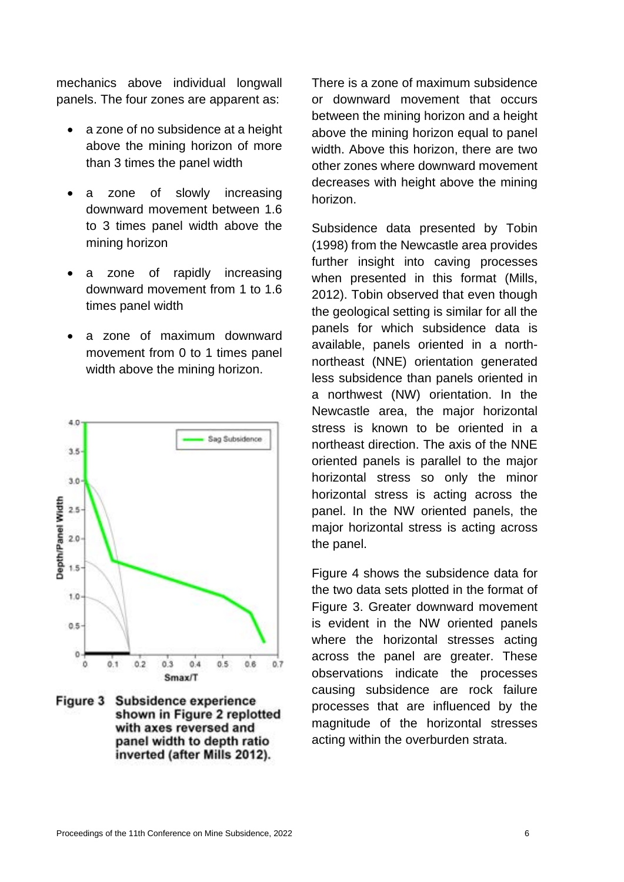mechanics above individual longwall panels. The four zones are apparent as:

- a zone of no subsidence at a height above the mining horizon of more than 3 times the panel width
- a zone of slowly increasing downward movement between 1.6 to 3 times panel width above the mining horizon
- a zone of rapidly increasing downward movement from 1 to 1.6 times panel width
- a zone of maximum downward movement from 0 to 1 times panel width above the mining horizon.

**Figure 3 Subsidence experience shown in Figure 2 replotted with axes reversed and panel width to depth ratio inverted (after Mills 2012).**

There is a zone of maximum subsidence or downward movement that occurs between the mining horizon and a height above the mining horizon equal to panel width. Above this horizon, there are two other zones where downward movement decreases with height above the mining horizon.

Subsidence data presented by Tobin (1998) from the Newcastle area provides further insight into caving processes when presented in this format (Mills, 2012). Tobin observed that even though the geological setting is similar for all the panels for which subsidence data is available, panels oriented in a north-northeast (NNE) orientation generated less subsidence than panels oriented in a northwest (NW) orientation. In the Newcastle area, the major horizontal stress is known to be oriented in a northeast direction. The axis of the NNE oriented panels is parallel to the major horizontal stress so only the minor horizontal stress is acting across the panel. In the NW oriented panels, the major horizontal stress is acting across the panel.

Figure 4 shows the subsidence data for the two data sets plotted in the format of Figure 3. Greater downward movement is evident in the NW oriented panels where the horizontal stresses acting across the panel are greater. These observations indicate the processes causing subsidence are rock failure processes that are influenced by the magnitude of the horizontal stresses acting within the overburden strata.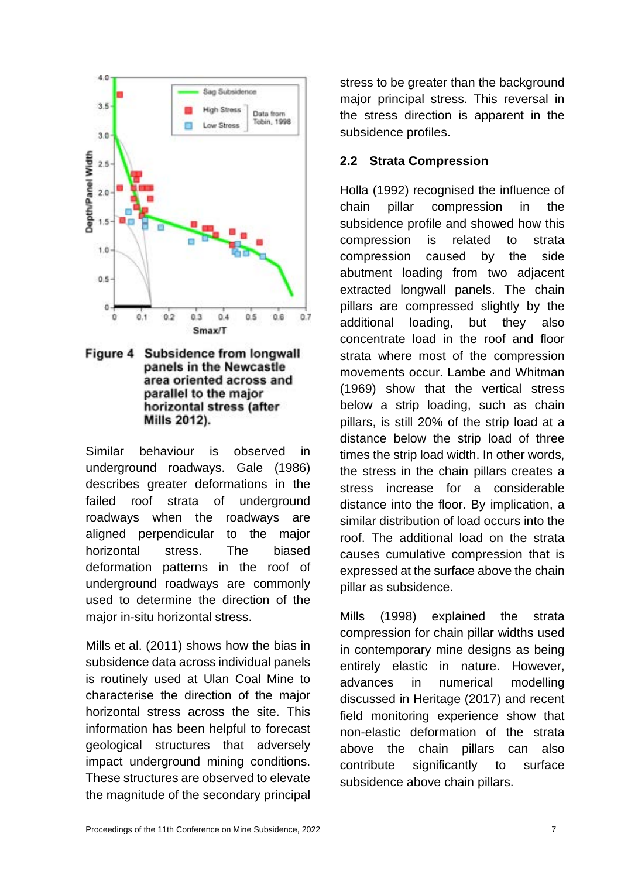**Figure 4 Subsidence from longwall panels in the Newcastle area oriented across and parallel to the major horizontal stress (after Mills 2012).**

Similar behaviour is observed in underground roadways. Gale (1986) describes greater deformations in the failed roof strata of underground roadways when the roadways are aligned perpendicular to the major horizontal stress. The biased deformation patterns in the roof of underground roadways are commonly used to determine the direction of the major in-situ horizontal stress.

Mills et al. (2011) shows how the bias in subsidence data across individual panels is routinely used at Ulan Coal Mine to characterise the direction of the major horizontal stress across the site. This information has been helpful to forecast geological structures that adversely impact underground mining conditions. These structures are observed to elevate the magnitude of the secondary principal stress to be greater than the background major principal stress. This reversal in the stress direction is apparent in the subsidence profiles.

## 2.2 Strata Compression

Holla (1992) recognised the influence of chain pillar compression in the subsidence profile and showed how this compression is related to strata compression caused by the side abutment loading from two adjacent extracted longwall panels. The chain pillars are compressed slightly by the additional loading, but they also concentrate load in the roof and floor strata where most of the compression movements occur. Lambe and Whitman (1969) show that the vertical stress below a strip loading, such as chain pillars, is still 20% of the strip load at a distance below the strip load of three times the strip load width. In other words, the stress in the chain pillars creates a stress increase for a considerable distance into the floor. By implication, a similar distribution of load occurs into the roof. The additional load on the strata causes cumulative compression that is expressed at the surface above the chain pillar as subsidence.

Mills (1998) explained the strata compression for chain pillar widths used in contemporary mine designs as being entirely elastic in nature. However, advances in numerical modelling discussed in Heritage (2017) and recent field monitoring experience show that non-elastic deformation of the strata above the chain pillars can also contribute significantly to surface subsidence above chain pillars.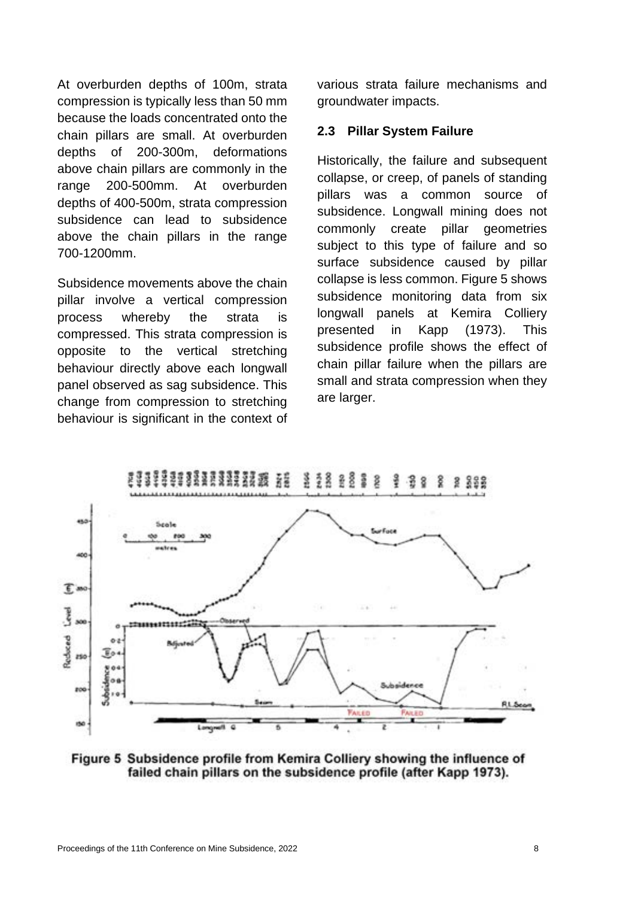At overburden depths of 100m, strata compression is typically less than 50 mm because the loads concentrated onto the chain pillars are small. At overburden depths of 200-300m, deformations above chain pillars are commonly in the range 200-500mm. At overburden depths of 400-500m, strata compression subsidence can lead to subsidence above the chain pillars in the range 700-1200mm.

Subsidence movements above the chain pillar involve a vertical compression process whereby the strata is compressed. This strata compression is opposite to the vertical stretching behaviour directly above each longwall panel observed as sag subsidence. This change from compression to stretching behaviour is significant in the context of various strata failure mechanisms and groundwater impacts.

## 2.3 Pillar System Failure

Historically, the failure and subsequent collapse, or creep, of panels of standing pillars was a common source of subsidence. Longwall mining does not commonly create pillar geometries subject to this type of failure and so surface subsidence caused by pillar collapse is less common. Figure 5 shows subsidence monitoring data from six longwall panels at Kemira Colliery presented in Kapp (1973). This subsidence profile shows the effect of chain pillar failure when the pillars are small and strata compression when they are larger.

**Figure 5 Subsidence profile from Kemira Colliery showing the influence of failed chain pillars on the subsidence profile (after Kapp 1973).**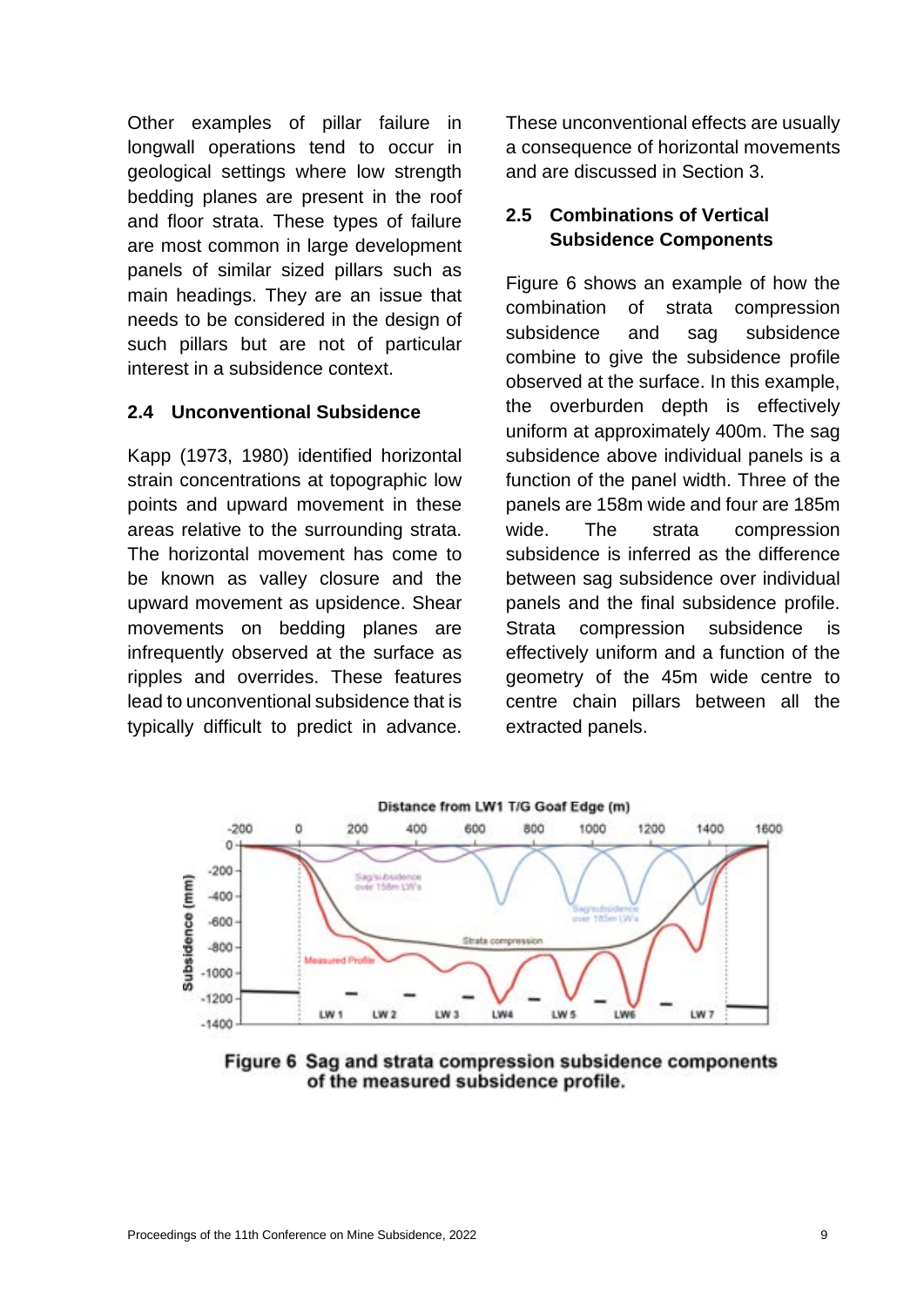Other examples of pillar failure in longwall operations tend to occur in geological settings where low strength bedding planes are present in the roof and floor strata. These types of failure are most common in large development panels of similar sized pillars such as main headings. They are an issue that needs to be considered in the design of such pillars but are not of particular interest in a subsidence context.

## 2.4 Unconventional Subsidence

Kapp (1973, 1980) identified horizontal strain concentrations at topographic low points and upward movement in these areas relative to the surrounding strata. The horizontal movement has come to be known as valley closure and the upward movement as upsidence. Shear movements on bedding planes are infrequently observed at the surface as ripples and overrides. These features lead to unconventional subsidence that is typically difficult to predict in advance.

These unconventional effects are usually a consequence of horizontal movements and are discussed in Section 3.

## 2.5 Combinations of Vertical Subsidence Components

Figure 6 shows an example of how the combination of strata compression subsidence and sag subsidence combine to give the subsidence profile observed at the surface. In this example, the overburden depth is effectively uniform at approximately 400m. The sag subsidence above individual panels is a function of the panel width. Three of the panels are 158m wide and four are 185m wide. The strata compression subsidence is inferred as the difference between sag subsidence over individual panels and the final subsidence profile. Strata compression subsidence is effectively uniform and a function of the geometry of the 45m wide centre to centre chain pillars between all the extracted panels.

**Figure 6 Sag and strata compression subsidence components of the measured subsidence profile.**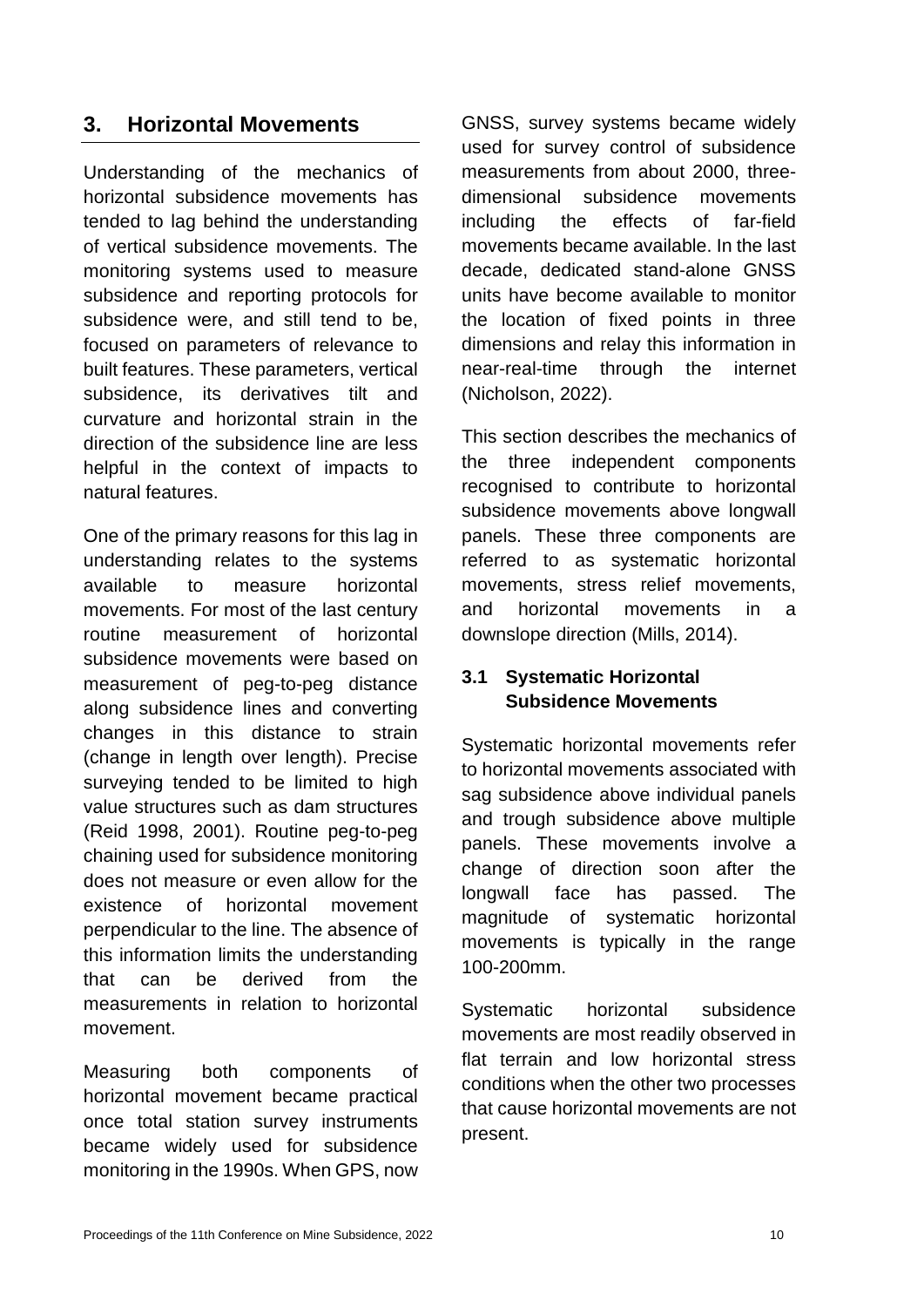## 3. Horizontal Movements

Understanding of the mechanics of horizontal subsidence movements has tended to lag behind the understanding of vertical subsidence movements. The monitoring systems used to measure subsidence and reporting protocols for subsidence were, and still tend to be, focused on parameters of relevance to built features. These parameters, vertical subsidence, its derivatives tilt and curvature and horizontal strain in the direction of the subsidence line are less helpful in the context of impacts to natural features.

One of the primary reasons for this lag in understanding relates to the systems available to measure horizontal movements. For most of the last century routine measurement of horizontal subsidence movements were based on measurement of peg-to-peg distance along subsidence lines and converting changes in this distance to strain (change in length over length). Precise surveying tended to be limited to high value structures such as dam structures (Reid 1998, 2001). Routine peg-to-peg chaining used for subsidence monitoring does not measure or even allow for the existence of horizontal movement perpendicular to the line. The absence of this information limits the understanding that can be derived from the measurements in relation to horizontal movement.

Measuring both components of horizontal movement became practical once total station survey instruments became widely used for subsidence monitoring in the 1990s. When GPS, now GNSS, survey systems became widely used for survey control of subsidence measurements from about 2000, three-dimensional subsidence movements including the effects of far-field movements became available. In the last decade, dedicated stand-alone GNSS units have become available to monitor the location of fixed points in three dimensions and relay this information in near-real-time through the internet (Nicholson, 2022).

This section describes the mechanics of the three independent components recognised to contribute to horizontal subsidence movements above longwall panels. These three components are referred to as systematic horizontal movements, stress relief movements, and horizontal movements in a downslope direction (Mills, 2014).

### 3.1 Systematic Horizontal Subsidence Movements

Systematic horizontal movements refer to horizontal movements associated with sag subsidence above individual panels and trough subsidence above multiple panels. These movements involve a change of direction soon after the longwall face has passed. The magnitude of systematic horizontal movements is typically in the range 100-200mm.

Systematic horizontal subsidence movements are most readily observed in flat terrain and low horizontal stress conditions when the other two processes that cause horizontal movements are not present.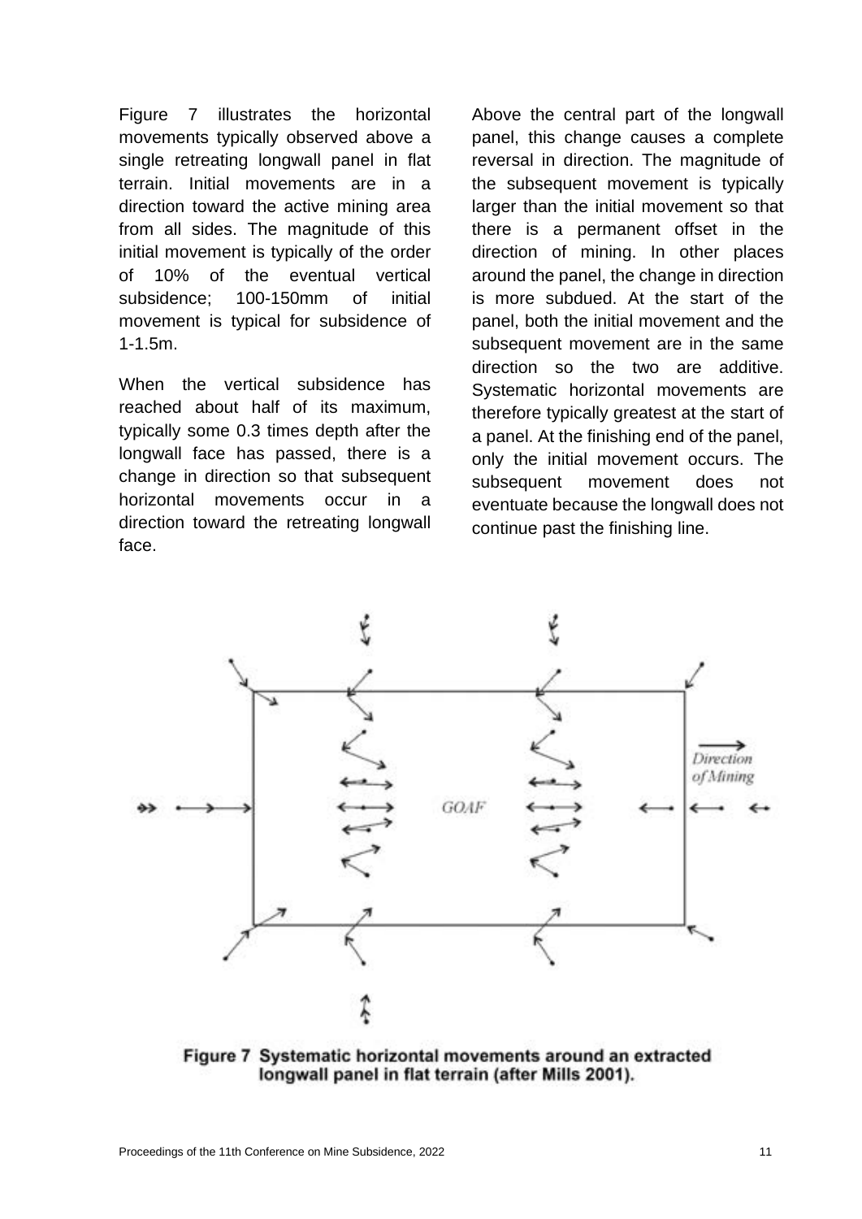Figure 7 illustrates the horizontal movements typically observed above a single retreating longwall panel in flat terrain. Initial movements are in a direction toward the active mining area from all sides. The magnitude of this initial movement is typically of the order of 10% of the eventual vertical subsidence; 100-150mm of initial movement is typical for subsidence of 1-1.5m.

When the vertical subsidence has reached about half of its maximum, typically some 0.3 times depth after the longwall face has passed, there is a change in direction so that subsequent horizontal movements occur in a direction toward the retreating longwall face.

Above the central part of the longwall panel, this change causes a complete reversal in direction. The magnitude of the subsequent movement is typically larger than the initial movement so that there is a permanent offset in the direction of mining. In other places around the panel, the change in direction is more subdued. At the start of the panel, both the initial movement and the subsequent movement are in the same direction so the two are additive. Systematic horizontal movements are therefore typically greatest at the start of a panel. At the finishing end of the panel, only the initial movement occurs. The subsequent movement does not eventuate because the longwall does not continue past the finishing line.

**Figure 7 Systematic horizontal movements around an extracted longwall panel in flat terrain (after Mills 2001).**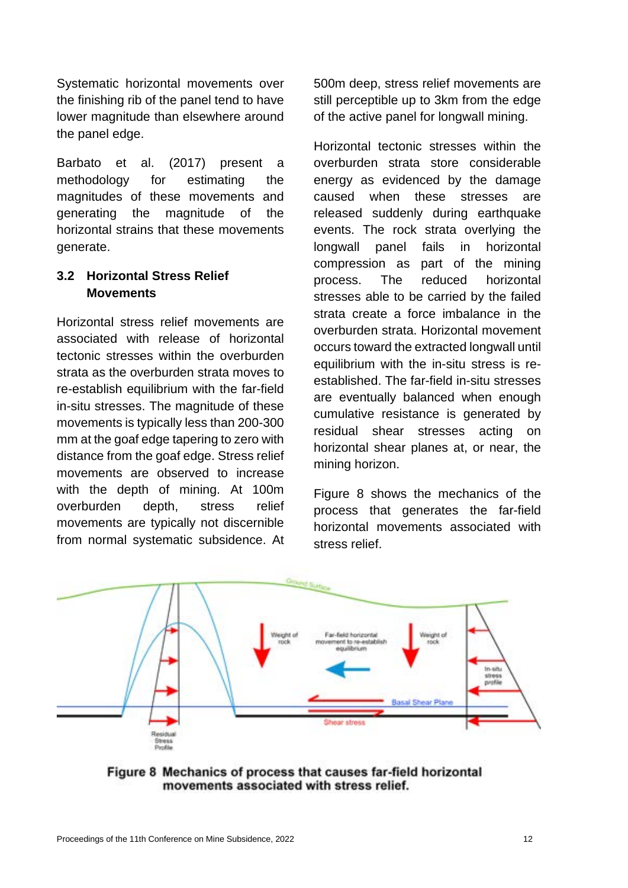Systematic horizontal movements over the finishing rib of the panel tend to have lower magnitude than elsewhere around the panel edge.

Barbato et al. (2017) present a methodology for estimating the magnitudes of these movements and generating the magnitude of the horizontal strains that these movements generate.

### 3.2 Horizontal Stress Relief Movements

Horizontal stress relief movements are associated with release of horizontal tectonic stresses within the overburden strata as the overburden strata moves to re-establish equilibrium with the far-field in-situ stresses. The magnitude of these movements is typically less than 200-300 mm at the goaf edge tapering to zero with distance from the goaf edge. Stress relief movements are observed to increase with the depth of mining. At 100m overburden depth, stress relief movements are typically not discernible from normal systematic subsidence. At 500m deep, stress relief movements are still perceptible up to 3km from the edge of the active panel for longwall mining.

Horizontal tectonic stresses within the overburden strata store considerable energy as evidenced by the damage caused when these stresses are released suddenly during earthquake events. The rock strata overlying the longwall panel fails in horizontal compression as part of the mining process. The reduced horizontal stresses able to be carried by the failed strata create a force imbalance in the overburden strata. Horizontal movement occurs toward the extracted longwall until equilibrium with the in-situ stress is re-established. The far-field in-situ stresses are eventually balanced when enough cumulative resistance is generated by residual shear stresses acting on horizontal shear planes at, or near, the mining horizon.

Figure 8 shows the mechanics of the process that generates the far-field horizontal movements associated with stress relief.

**Figure 8 Mechanics of process that causes far-field horizontal movements associated with stress relief.**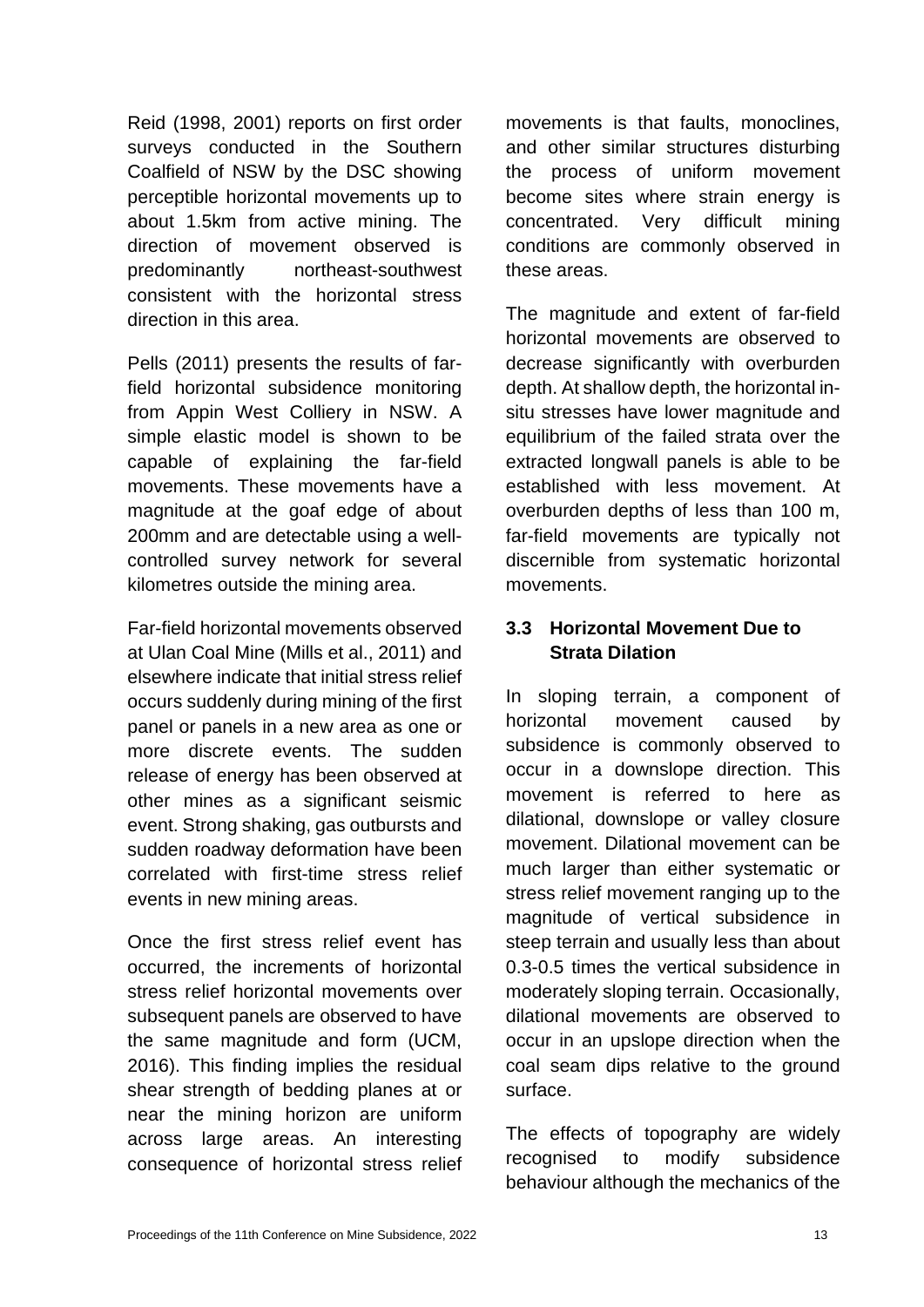Reid (1998, 2001) reports on first order surveys conducted in the Southern Coalfield of NSW by the DSC showing perceptible horizontal movements up to about 1.5km from active mining. The direction of movement observed is predominantly northeast-southwest consistent with the horizontal stress direction in this area.

Pells (2011) presents the results of far-field horizontal subsidence monitoring from Appin West Colliery in NSW. A simple elastic model is shown to be capable of explaining the far-field movements. These movements have a magnitude at the goaf edge of about 200mm and are detectable using a well-controlled survey network for several kilometres outside the mining area.

Far-field horizontal movements observed at Ulan Coal Mine (Mills et al., 2011) and elsewhere indicate that initial stress relief occurs suddenly during mining of the first panel or panels in a new area as one or more discrete events. The sudden release of energy has been observed at other mines as a significant seismic event. Strong shaking, gas outbursts and sudden roadway deformation have been correlated with first-time stress relief events in new mining areas.

Once the first stress relief event has occurred, the increments of horizontal stress relief horizontal movements over subsequent panels are observed to have the same magnitude and form (UCM, 2016). This finding implies the residual shear strength of bedding planes at or near the mining horizon are uniform across large areas. An interesting consequence of horizontal stress relief movements is that faults, monoclines, and other similar structures disturbing the process of uniform movement become sites where strain energy is concentrated. Very difficult mining conditions are commonly observed in these areas.

The magnitude and extent of far-field horizontal movements are observed to decrease significantly with overburden depth. At shallow depth, the horizontal in-situ stresses have lower magnitude and equilibrium of the failed strata over the extracted longwall panels is able to be established with less movement. At overburden depths of less than 100 m, far-field movements are typically not discernible from systematic horizontal movements.

### 3.3 Horizontal Movement Due to Strata Dilation

In sloping terrain, a component of horizontal movement caused by subsidence is commonly observed to occur in a downslope direction. This movement is referred to here as dilational, downslope or valley closure movement. Dilational movement can be much larger than either systematic or stress relief movement ranging up to the magnitude of vertical subsidence in steep terrain and usually less than about 0.3-0.5 times the vertical subsidence in moderately sloping terrain. Occasionally, dilational movements are observed to occur in an upslope direction when the coal seam dips relative to the ground surface.

The effects of topography are widely recognised to modify subsidence behaviour although the mechanics of the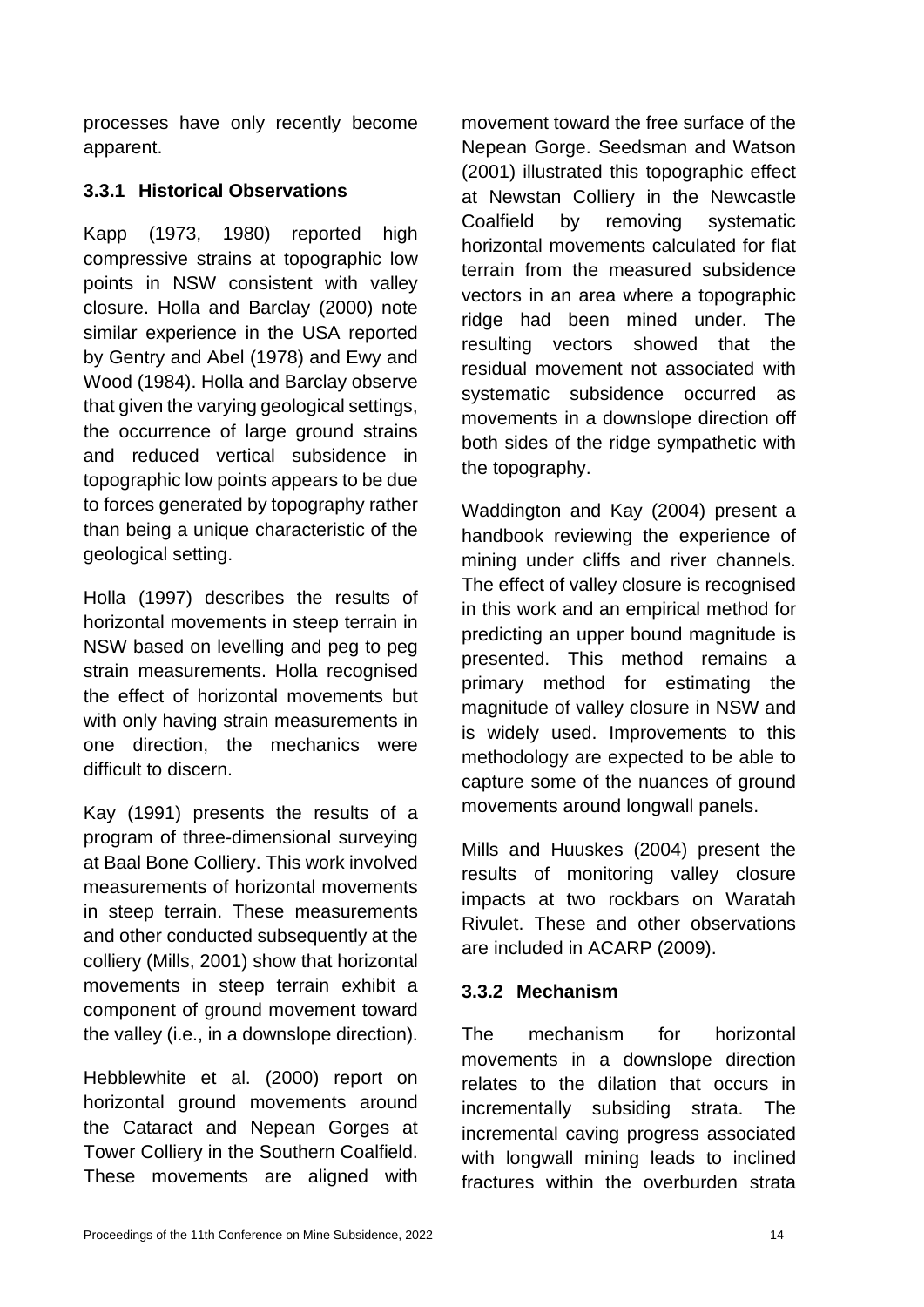processes have only recently become apparent.

### 3.3.1 Historical Observations

Kapp (1973, 1980) reported high compressive strains at topographic low points in NSW consistent with valley closure. Holla and Barclay (2000) note similar experience in the USA reported by Gentry and Abel (1978) and Ewy and Wood (1984). Holla and Barclay observe that given the varying geological settings, the occurrence of large ground strains and reduced vertical subsidence in topographic low points appears to be due to forces generated by topography rather than being a unique characteristic of the geological setting.

Holla (1997) describes the results of horizontal movements in steep terrain in NSW based on levelling and peg to peg strain measurements. Holla recognised the effect of horizontal movements but with only having strain measurements in one direction, the mechanics were difficult to discern.

Kay (1991) presents the results of a program of three-dimensional surveying at Baal Bone Colliery. This work involved measurements of horizontal movements in steep terrain. These measurements and other conducted subsequently at the colliery (Mills, 2001) show that horizontal movements in steep terrain exhibit a component of ground movement toward the valley (i.e., in a downslope direction).

Hebblewhite et al. (2000) report on horizontal ground movements around the Cataract and Nepean Gorges at Tower Colliery in the Southern Coalfield. These movements are aligned with movement toward the free surface of the Nepean Gorge. Seedsman and Watson (2001) illustrated this topographic effect at Newstan Colliery in the Newcastle Coalfield by removing systematic horizontal movements calculated for flat terrain from the measured subsidence vectors in an area where a topographic ridge had been mined under. The resulting vectors showed that the residual movement not associated with systematic subsidence occurred as movements in a downslope direction off both sides of the ridge sympathetic with the topography.

Waddington and Kay (2004) present a handbook reviewing the experience of mining under cliffs and river channels. The effect of valley closure is recognised in this work and an empirical method for predicting an upper bound magnitude is presented. This method remains a primary method for estimating the magnitude of valley closure in NSW and is widely used. Improvements to this methodology are expected to be able to capture some of the nuances of ground movements around longwall panels.

Mills and Huuskes (2004) present the results of monitoring valley closure impacts at two rockbars on Waratah Rivulet. These and other observations are included in ACARP (2009).

### 3.3.2 Mechanism

The mechanism for horizontal movements in a downslope direction relates to the dilation that occurs in incrementally subsiding strata. The incremental caving progress associated with longwall mining leads to inclined fractures within the overburden strata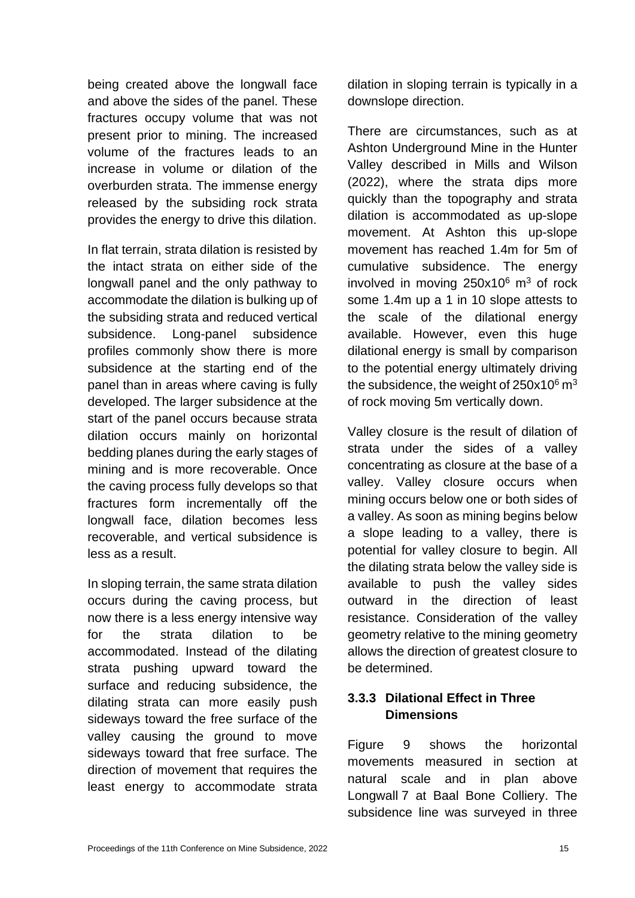being created above the longwall face and above the sides of the panel. These fractures occupy volume that was not present prior to mining. The increased volume of the fractures leads to an increase in volume or dilation of the overburden strata. The immense energy released by the subsiding rock strata provides the energy to drive this dilation.

In flat terrain, strata dilation is resisted by the intact strata on either side of the longwall panel and the only pathway to accommodate the dilation is bulking up of the subsiding strata and reduced vertical subsidence. Long-panel subsidence profiles commonly show there is more subsidence at the starting end of the panel than in areas where caving is fully developed. The larger subsidence at the start of the panel occurs because strata dilation occurs mainly on horizontal bedding planes during the early stages of mining and is more recoverable. Once the caving process fully develops so that fractures form incrementally off the longwall face, dilation becomes less recoverable, and vertical subsidence is less as a result.

In sloping terrain, the same strata dilation occurs during the caving process, but now there is a less energy intensive way for the strata dilation to be accommodated. Instead of the dilating strata pushing upward toward the surface and reducing subsidence, the dilating strata can more easily push sideways toward the free surface of the valley causing the ground to move sideways toward that free surface. The direction of movement that requires the least energy to accommodate strata dilation in sloping terrain is typically in a downslope direction.

There are circumstances, such as at Ashton Underground Mine in the Hunter Valley described in Mills and Wilson (2022), where the strata dips more quickly than the topography and strata dilation is accommodated as up-slope movement. At Ashton this up-slope movement has reached 1.4m for 5m of cumulative subsidence. The energy involved in moving $250 \times 10^6$ $m^3$ of rock some 1.4m up a 1 in 10 slope attests to the scale of the dilational energy available. However, even this huge dilational energy is small by comparison to the potential energy ultimately driving the subsidence, the weight of $250 \times 10^6$ $m^3$ of rock moving 5m vertically down.

Valley closure is the result of dilation of strata under the sides of a valley concentrating as closure at the base of a valley. Valley closure occurs when mining occurs below one or both sides of a valley. As soon as mining begins below a slope leading to a valley, there is potential for valley closure to begin. All the dilating strata below the valley side is available to push the valley sides outward in the direction of least resistance. Consideration of the valley geometry relative to the mining geometry allows the direction of greatest closure to be determined.

### 3.3.3 Dilational Effect in Three Dimensions

Figure 9 shows the horizontal movements measured in section at natural scale and in plan above Longwall 7 at Baal Bone Colliery. The subsidence line was surveyed in three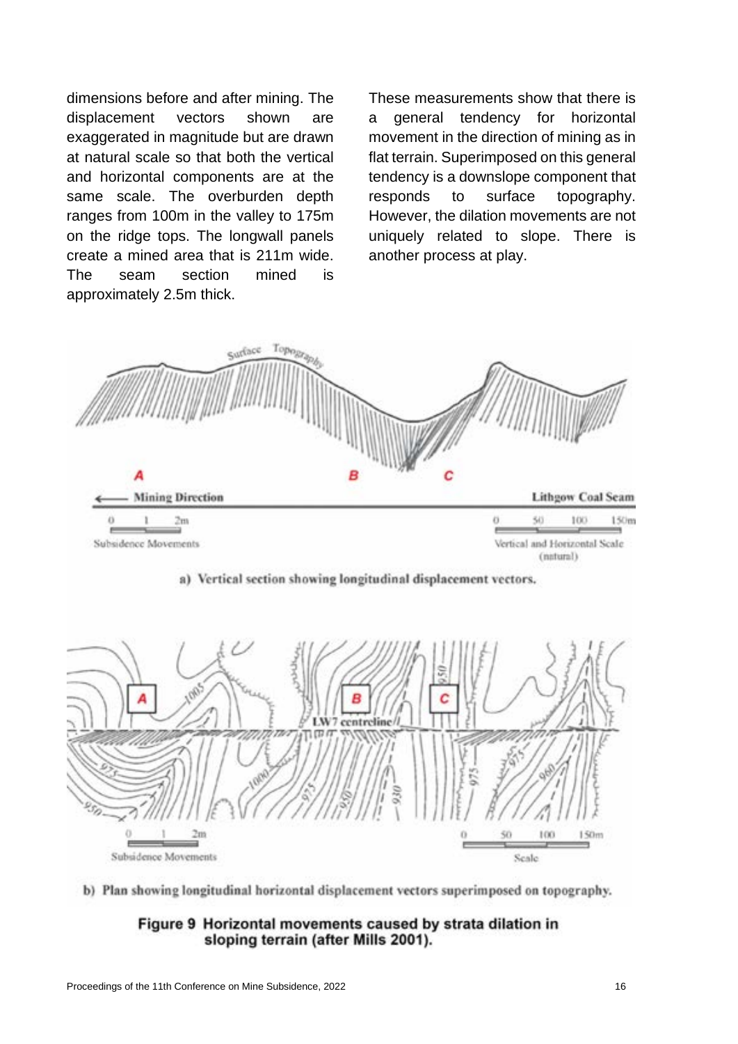dimensions before and after mining. The displacement vectors shown are exaggerated in magnitude but are drawn at natural scale so that both the vertical and horizontal components are at the same scale. The overburden depth ranges from 100m in the valley to 175m on the ridge tops. The longwall panels create a mined area that is 211m wide. The seam section mined is approximately 2.5m thick.

These measurements show that there is a general tendency for horizontal movement in the direction of mining as in flat terrain. Superimposed on this general tendency is a downslope component that responds to surface topography. However, the dilation movements are not uniquely related to slope. There is another process at play.

a) Vertical section showing longitudinal displacement vectors.

b) Plan showing longitudinal horizontal displacement vectors superimposed on topography.

**Figure 9 Horizontal movements caused by strata dilation in sloping terrain (after Mills 2001).**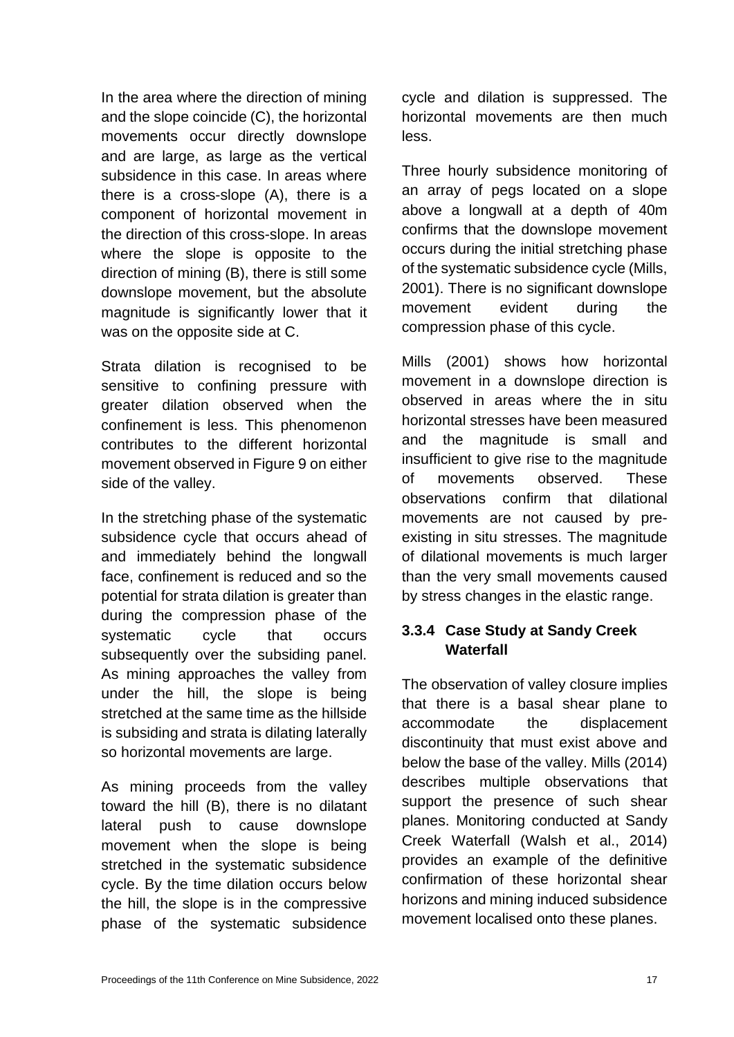In the area where the direction of mining and the slope coincide (C), the horizontal movements occur directly downslope and are large, as large as the vertical subsidence in this case. In areas where there is a cross-slope (A), there is a component of horizontal movement in the direction of this cross-slope. In areas where the slope is opposite to the direction of mining (B), there is still some downslope movement, but the absolute magnitude is significantly lower that it was on the opposite side at C.

Strata dilation is recognised to be sensitive to confining pressure with greater dilation observed when the confinement is less. This phenomenon contributes to the different horizontal movement observed in Figure 9 on either side of the valley.

In the stretching phase of the systematic subsidence cycle that occurs ahead of and immediately behind the longwall face, confinement is reduced and so the potential for strata dilation is greater than during the compression phase of the systematic cycle that occurs subsequently over the subsiding panel. As mining approaches the valley from under the hill, the slope is being stretched at the same time as the hillside is subsiding and strata is dilating laterally so horizontal movements are large.

As mining proceeds from the valley toward the hill (B), there is no dilatant lateral push to cause downslope movement when the slope is being stretched in the systematic subsidence cycle. By the time dilation occurs below the hill, the slope is in the compressive phase of the systematic subsidence cycle and dilation is suppressed. The horizontal movements are then much less.

Three hourly subsidence monitoring of an array of pegs located on a slope above a longwall at a depth of 40m confirms that the downslope movement occurs during the initial stretching phase of the systematic subsidence cycle (Mills, 2001). There is no significant downslope movement evident during the compression phase of this cycle.

Mills (2001) shows how horizontal movement in a downslope direction is observed in areas where the in situ horizontal stresses have been measured and the magnitude is small and insufficient to give rise to the magnitude of movements observed. These observations confirm that dilational movements are not caused by pre-existing in situ stresses. The magnitude of dilational movements is much larger than the very small movements caused by stress changes in the elastic range.

#### 3.3.4 Case Study at Sandy Creek Waterfall

The observation of valley closure implies that there is a basal shear plane to accommodate the displacement discontinuity that must exist above and below the base of the valley. Mills (2014) describes multiple observations that support the presence of such shear planes. Monitoring conducted at Sandy Creek Waterfall (Walsh et al., 2014) provides an example of the definitive confirmation of these horizontal shear horizons and mining induced subsidence movement localised onto these planes.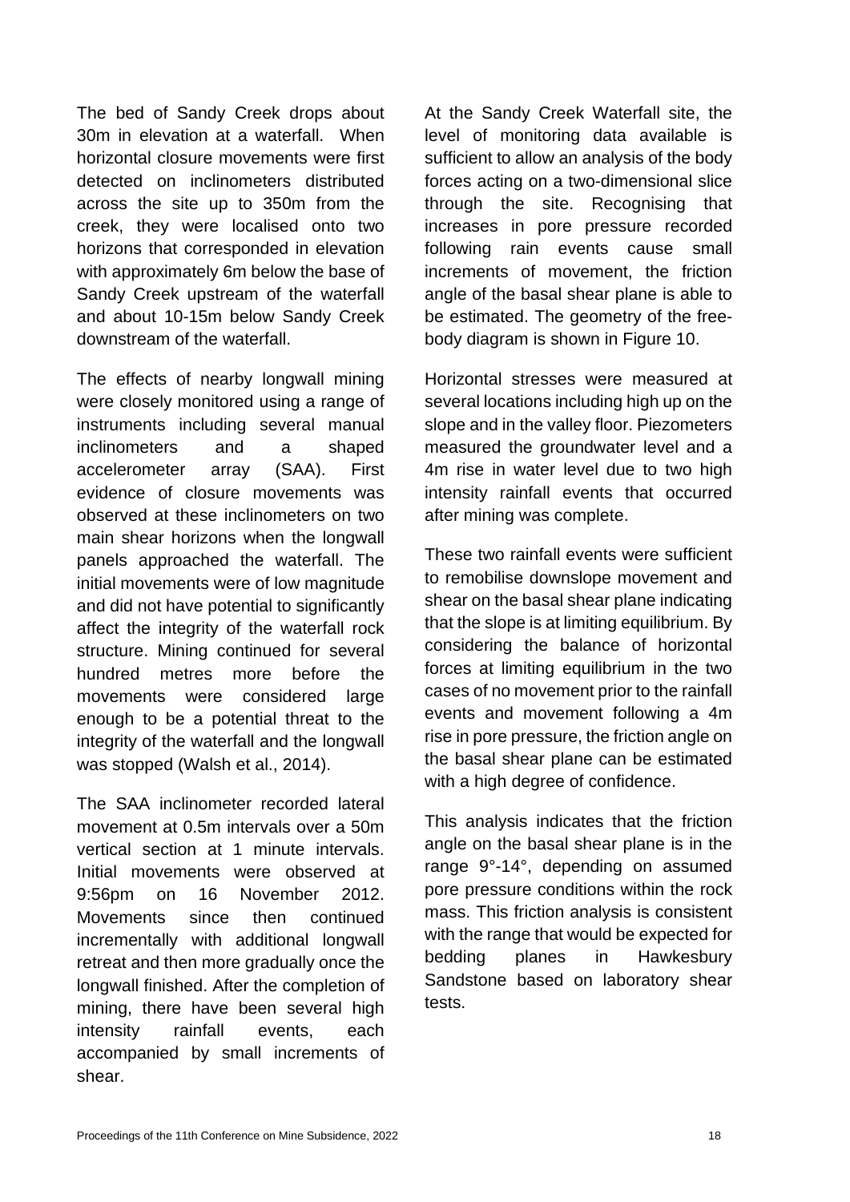The bed of Sandy Creek drops about 30m in elevation at a waterfall. When horizontal closure movements were first detected on inclinometers distributed across the site up to 350m from the creek, they were localised onto two horizons that corresponded in elevation with approximately 6m below the base of Sandy Creek upstream of the waterfall and about 10-15m below Sandy Creek downstream of the waterfall.

The effects of nearby longwall mining were closely monitored using a range of instruments including several manual inclinometers and a shaped accelerometer array (SAA). First evidence of closure movements was observed at these inclinometers on two main shear horizons when the longwall panels approached the waterfall. The initial movements were of low magnitude and did not have potential to significantly affect the integrity of the waterfall rock structure. Mining continued for several hundred metres more before the movements were considered large enough to be a potential threat to the integrity of the waterfall and the longwall was stopped (Walsh et al., 2014).

The SAA inclinometer recorded lateral movement at 0.5m intervals over a 50m vertical section at 1 minute intervals. Initial movements were observed at 9:56pm on 16 November 2012. Movements since then continued incrementally with additional longwall retreat and then more gradually once the longwall finished. After the completion of mining, there have been several high intensity rainfall events, each accompanied by small increments of shear.

At the Sandy Creek Waterfall site, the level of monitoring data available is sufficient to allow an analysis of the body forces acting on a two-dimensional slice through the site. Recognising that increases in pore pressure recorded following rain events cause small increments of movement, the friction angle of the basal shear plane is able to be estimated. The geometry of the free-body diagram is shown in Figure 10.

Horizontal stresses were measured at several locations including high up on the slope and in the valley floor. Piezometers measured the groundwater level and a 4m rise in water level due to two high intensity rainfall events that occurred after mining was complete.

These two rainfall events were sufficient to remobilise downslope movement and shear on the basal shear plane indicating that the slope is at limiting equilibrium. By considering the balance of horizontal forces at limiting equilibrium in the two cases of no movement prior to the rainfall events and movement following a 4m rise in pore pressure, the friction angle on the basal shear plane can be estimated with a high degree of confidence.

This analysis indicates that the friction angle on the basal shear plane is in the range 9°-14°, depending on assumed pore pressure conditions within the rock mass. This friction analysis is consistent with the range that would be expected for bedding planes in Hawkesbury Sandstone based on laboratory shear tests.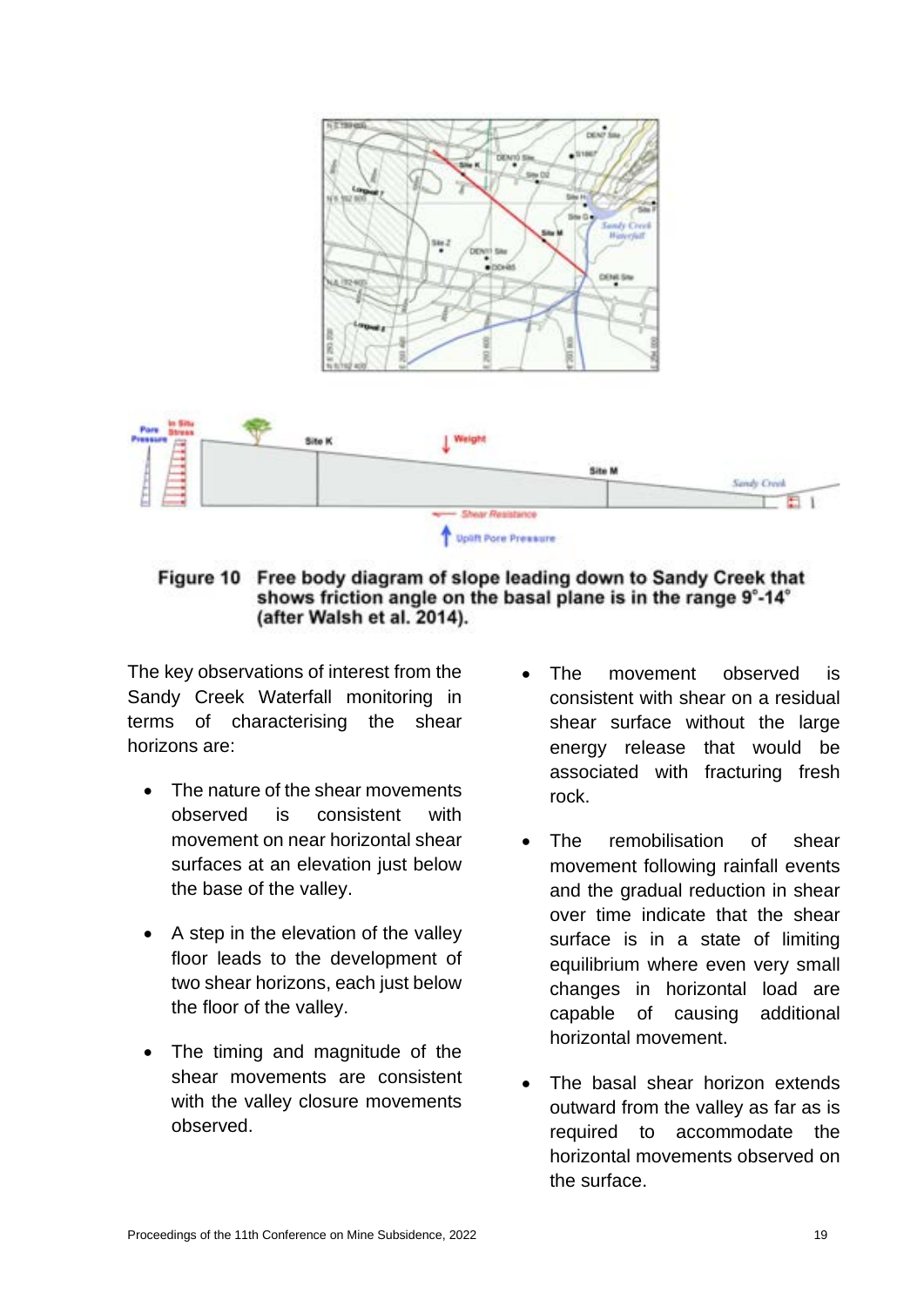**Figure 10 Free body diagram of slope leading down to Sandy Creek that shows friction angle on the basal plane is in the range 9°-14° (after Walsh et al. 2014).**

The key observations of interest from the Sandy Creek Waterfall monitoring in terms of characterising the shear horizons are:

- The nature of the shear movements observed is consistent with movement on near horizontal shear surfaces at an elevation just below the base of the valley.
- A step in the elevation of the valley floor leads to the development of two shear horizons, each just below the floor of the valley.
- The timing and magnitude of the shear movements are consistent with the valley closure movements observed.
- The movement observed is consistent with shear on a residual shear surface without the large energy release that would be associated with fracturing fresh rock.
- The remobilisation of shear movement following rainfall events and the gradual reduction in shear over time indicate that the shear surface is in a state of limiting equilibrium where even very small changes in horizontal load are capable of causing additional horizontal movement.
- The basal shear horizon extends outward from the valley as far as is required to accommodate the horizontal movements observed on the surface.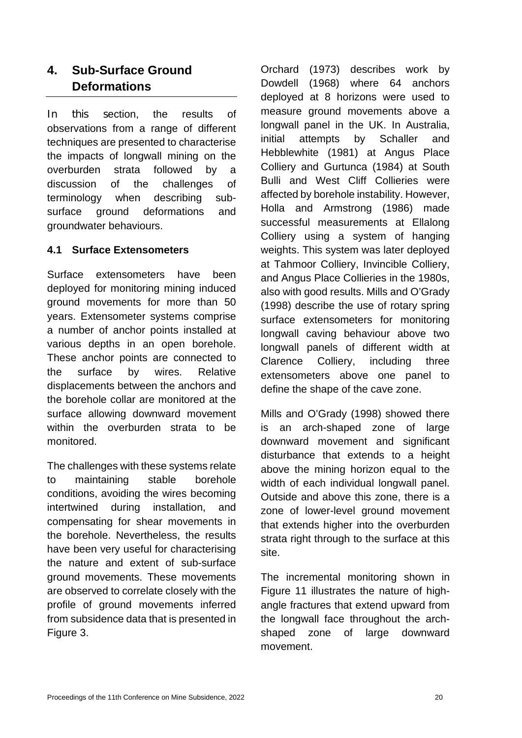## 4. Sub-Surface Ground Deformations

In this section, the results of observations from a range of different techniques are presented to characterise the impacts of longwall mining on the overburden strata followed by a discussion of the challenges of terminology when describing sub-surface ground deformations and groundwater behaviours.

### 4.1 Surface Extensometers

Surface extensometers have been deployed for monitoring mining induced ground movements for more than 50 years. Extensometer systems comprise a number of anchor points installed at various depths in an open borehole. These anchor points are connected to the surface by wires. Relative displacements between the anchors and the borehole collar are monitored at the surface allowing downward movement within the overburden strata to be monitored.

The challenges with these systems relate to maintaining stable borehole conditions, avoiding the wires becoming intertwined during installation, and compensating for shear movements in the borehole. Nevertheless, the results have been very useful for characterising the nature and extent of sub-surface ground movements. These movements are observed to correlate closely with the profile of ground movements inferred from subsidence data that is presented in Figure 3.

Orchard (1973) describes work by Dowdell (1968) where 64 anchors deployed at 8 horizons were used to measure ground movements above a longwall panel in the UK. In Australia, initial attempts by Schaller and Hebblewhite (1981) at Angus Place Colliery and Gurtunca (1984) at South Bulli and West Cliff Collieries were affected by borehole instability. However, Holla and Armstrong (1986) made successful measurements at Ellalong Colliery using a system of hanging weights. This system was later deployed at Tahmoor Colliery, Invincible Colliery, and Angus Place Collieries in the 1980s, also with good results. Mills and O'Grady (1998) describe the use of rotary spring surface extensometers for monitoring longwall caving behaviour above two longwall panels of different width at Clarence Colliery, including three extensometers above one panel to define the shape of the cave zone.

Mills and O'Grady (1998) showed there is an arch-shaped zone of large downward movement and significant disturbance that extends to a height above the mining horizon equal to the width of each individual longwall panel. Outside and above this zone, there is a zone of lower-level ground movement that extends higher into the overburden strata right through to the surface at this site.

The incremental monitoring shown in Figure 11 illustrates the nature of high-angle fractures that extend upward from the longwall face throughout the arch-shaped zone of large downward movement.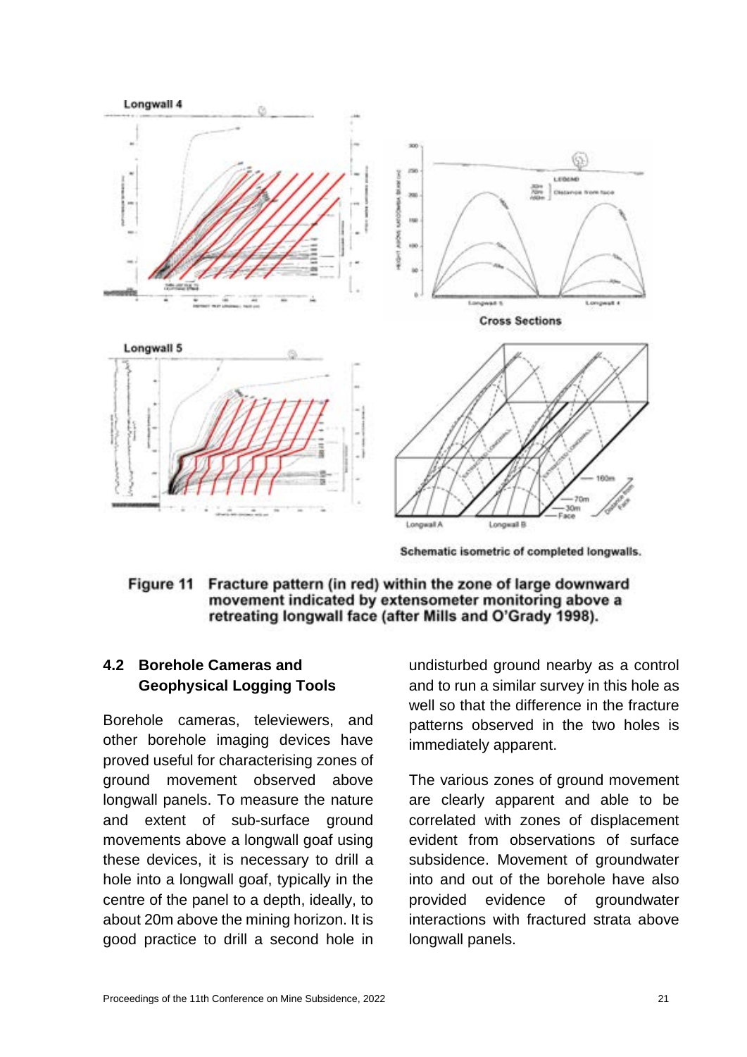**Figure 11** Fracture pattern (in red) within the zone of large downward movement indicated by extensometer monitoring above a retreating longwall face (after Mills and O'Grady 1998).

## 4.2 Borehole Cameras and Geophysical Logging Tools

Borehole cameras, televiewers, and other borehole imaging devices have proved useful for characterising zones of ground movement observed above longwall panels. To measure the nature and extent of sub-surface ground movements above a longwall goaf using these devices, it is necessary to drill a hole into a longwall goaf, typically in the centre of the panel to a depth, ideally, to about 20m above the mining horizon. It is good practice to drill a second hole in undisturbed ground nearby as a control and to run a similar survey in this hole as well so that the difference in the fracture patterns observed in the two holes is immediately apparent.

The various zones of ground movement are clearly apparent and able to be correlated with zones of displacement evident from observations of surface subsidence. Movement of groundwater into and out of the borehole have also provided evidence of groundwater interactions with fractured strata above longwall panels.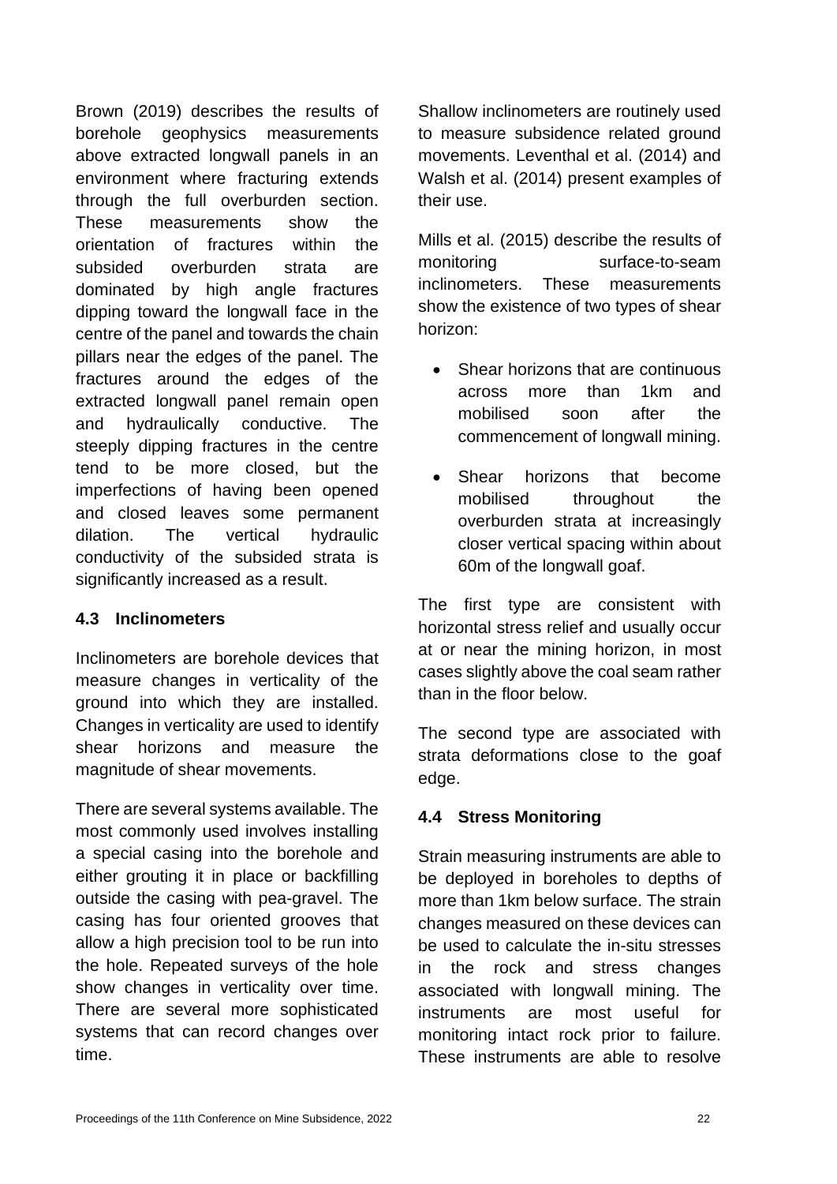Brown (2019) describes the results of borehole geophysics measurements above extracted longwall panels in an environment where fracturing extends through the full overburden section. These measurements show the orientation of fractures within the subsided overburden strata are dominated by high angle fractures dipping toward the longwall face in the centre of the panel and towards the chain pillars near the edges of the panel. The fractures around the edges of the extracted longwall panel remain open and hydraulically conductive. The steeply dipping fractures in the centre tend to be more closed, but the imperfections of having been opened and closed leaves some permanent dilation. The vertical hydraulic conductivity of the subsided strata is significantly increased as a result.

## 4.3 Inclinometers

Inclinometers are borehole devices that measure changes in verticality of the ground into which they are installed. Changes in verticality are used to identify shear horizons and measure the magnitude of shear movements.

There are several systems available. The most commonly used involves installing a special casing into the borehole and either grouting it in place or backfilling outside the casing with pea-gravel. The casing has four oriented grooves that allow a high precision tool to be run into the hole. Repeated surveys of the hole show changes in verticality over time. There are several more sophisticated systems that can record changes over time.

Shallow inclinometers are routinely used to measure subsidence related ground movements. Leventhal et al. (2014) and Walsh et al. (2014) present examples of their use.

Mills et al. (2015) describe the results of monitoring surface-to-seam inclinometers. These measurements show the existence of two types of shear horizon:

- Shear horizons that are continuous across more than 1km and mobilised soon after the commencement of longwall mining.
- Shear horizons that become mobilised throughout the overburden strata at increasingly closer vertical spacing within about 60m of the longwall goaf.

The first type are consistent with horizontal stress relief and usually occur at or near the mining horizon, in most cases slightly above the coal seam rather than in the floor below.

The second type are associated with strata deformations close to the goaf edge.

## 4.4 Stress Monitoring

Strain measuring instruments are able to be deployed in boreholes to depths of more than 1km below surface. The strain changes measured on these devices can be used to calculate the in-situ stresses in the rock and stress changes associated with longwall mining. The instruments are most useful for monitoring intact rock prior to failure. These instruments are able to resolve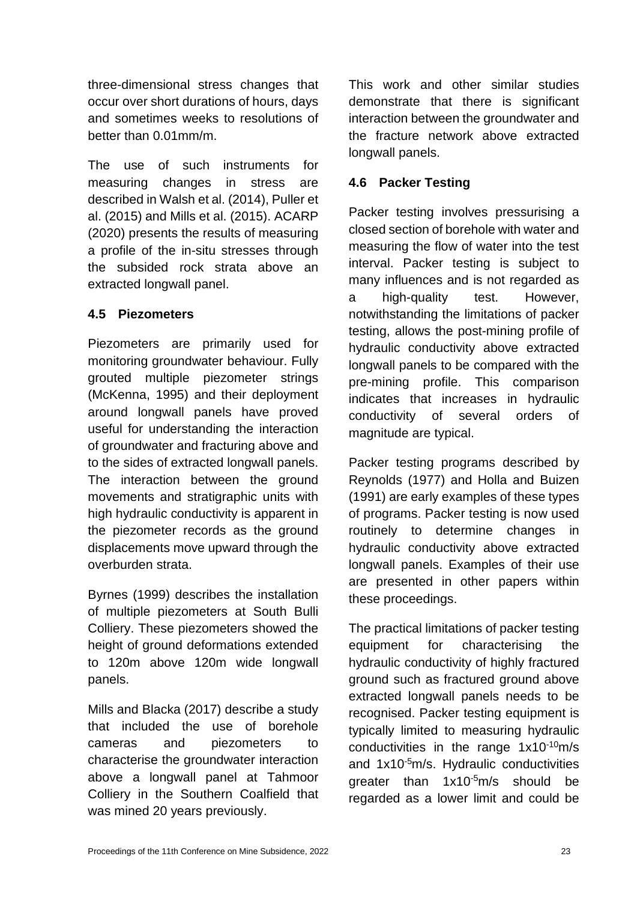three-dimensional stress changes that occur over short durations of hours, days and sometimes weeks to resolutions of better than 0.01mm/m.

The use of such instruments for measuring changes in stress are described in Walsh et al. (2014), Puller et al. (2015) and Mills et al. (2015). ACARP (2020) presents the results of measuring a profile of the in-situ stresses through the subsided rock strata above an extracted longwall panel.

### 4.5 Piezometers

Piezometers are primarily used for monitoring groundwater behaviour. Fully grouted multiple piezometer strings (McKenna, 1995) and their deployment around longwall panels have proved useful for understanding the interaction of groundwater and fracturing above and to the sides of extracted longwall panels. The interaction between the ground movements and stratigraphic units with high hydraulic conductivity is apparent in the piezometer records as the ground displacements move upward through the overburden strata.

Byrnes (1999) describes the installation of multiple piezometers at South Bulli Colliery. These piezometers showed the height of ground deformations extended to 120m above 120m wide longwall panels.

Mills and Blacka (2017) describe a study that included the use of borehole cameras and piezometers to characterise the groundwater interaction above a longwall panel at Tahmoor Colliery in the Southern Coalfield that was mined 20 years previously.

This work and other similar studies demonstrate that there is significant interaction between the groundwater and the fracture network above extracted longwall panels.

### 4.6 Packer Testing

Packer testing involves pressurising a closed section of borehole with water and measuring the flow of water into the test interval. Packer testing is subject to many influences and is not regarded as a high-quality test. However, notwithstanding the limitations of packer testing, allows the post-mining profile of hydraulic conductivity above extracted longwall panels to be compared with the pre-mining profile. This comparison indicates that increases in hydraulic conductivity of several orders of magnitude are typical.

Packer testing programs described by Reynolds (1977) and Holla and Buizen (1991) are early examples of these types of programs. Packer testing is now used routinely to determine changes in hydraulic conductivity above extracted longwall panels. Examples of their use are presented in other papers within these proceedings.

The practical limitations of packer testing equipment for characterising the hydraulic conductivity of highly fractured ground such as fractured ground above extracted longwall panels needs to be recognised. Packer testing equipment is typically limited to measuring hydraulic conductivities in the range $1 \times 10^{-10}$m/s and $1 \times 10^{-5}$m/s. Hydraulic conductivities greater than $1 \times 10^{-5}$m/s should be regarded as a lower limit and could be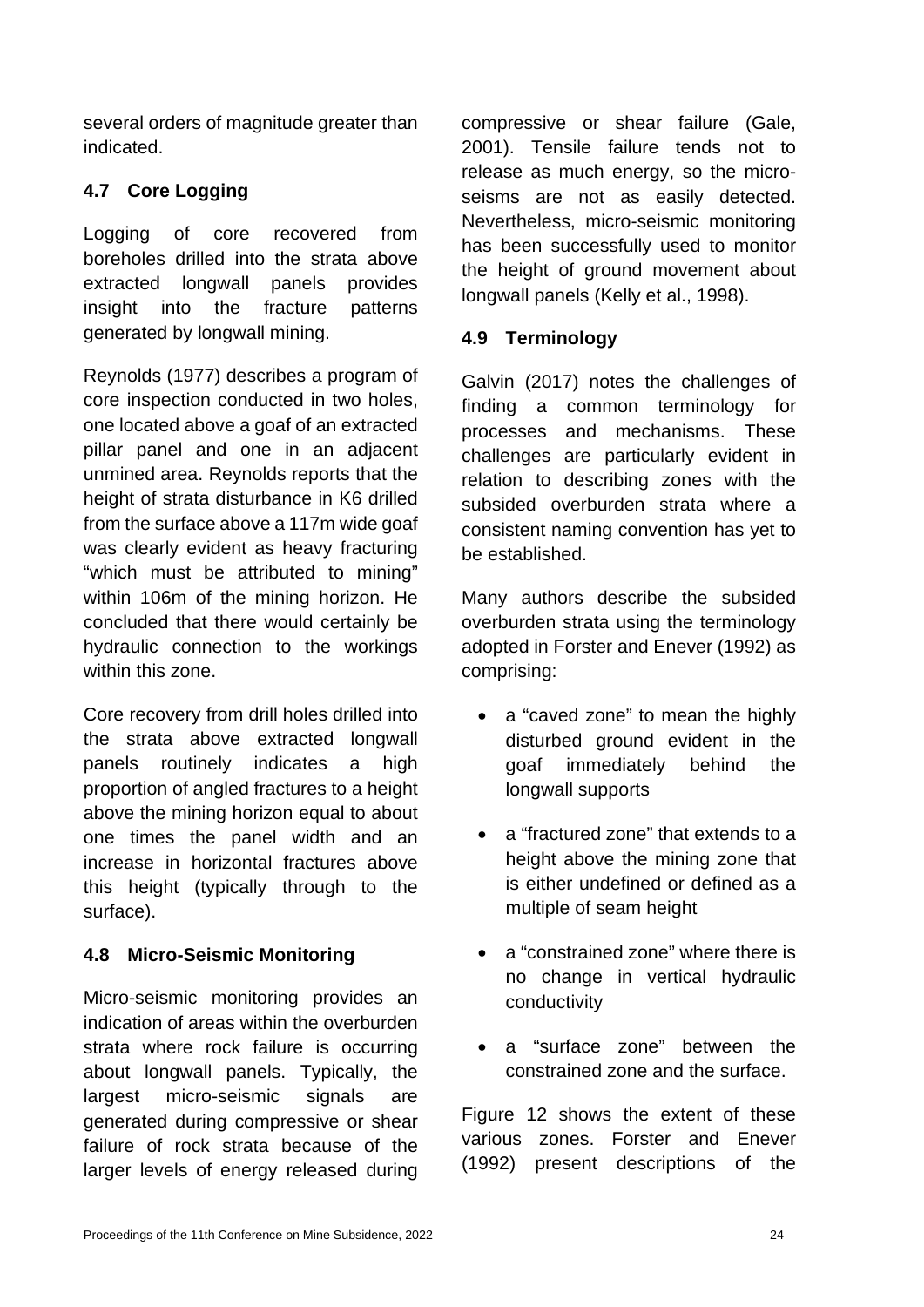several orders of magnitude greater than indicated.

### 4.7 Core Logging

Logging of core recovered from boreholes drilled into the strata above extracted longwall panels provides insight into the fracture patterns generated by longwall mining.

Reynolds (1977) describes a program of core inspection conducted in two holes, one located above a goaf of an extracted pillar panel and one in an adjacent unmined area. Reynolds reports that the height of strata disturbance in K6 drilled from the surface above a 117m wide goaf was clearly evident as heavy fracturing "which must be attributed to mining" within 106m of the mining horizon. He concluded that there would certainly be hydraulic connection to the workings within this zone.

Core recovery from drill holes drilled into the strata above extracted longwall panels routinely indicates a high proportion of angled fractures to a height above the mining horizon equal to about one times the panel width and an increase in horizontal fractures above this height (typically through to the surface).

### 4.8 Micro-Seismic Monitoring

Micro-seismic monitoring provides an indication of areas within the overburden strata where rock failure is occurring about longwall panels. Typically, the largest micro-seismic signals are generated during compressive or shear failure of rock strata because of the larger levels of energy released during compressive or shear failure (Gale, 2001). Tensile failure tends not to release as much energy, so the micro-seisms are not as easily detected. Nevertheless, micro-seismic monitoring has been successfully used to monitor the height of ground movement about longwall panels (Kelly et al., 1998).

### 4.9 Terminology

Galvin (2017) notes the challenges of finding a common terminology for processes and mechanisms. These challenges are particularly evident in relation to describing zones with the subsided overburden strata where a consistent naming convention has yet to be established.

Many authors describe the subsided overburden strata using the terminology adopted in Forster and Enever (1992) as comprising:

- a "caved zone" to mean the highly disturbed ground evident in the goaf immediately behind the longwall supports
- a "fractured zone" that extends to a height above the mining zone that is either undefined or defined as a multiple of seam height
- a "constrained zone" where there is no change in vertical hydraulic conductivity
- a "surface zone" between the constrained zone and the surface.

Figure 12 shows the extent of these various zones. Forster and Enever (1992) present descriptions of the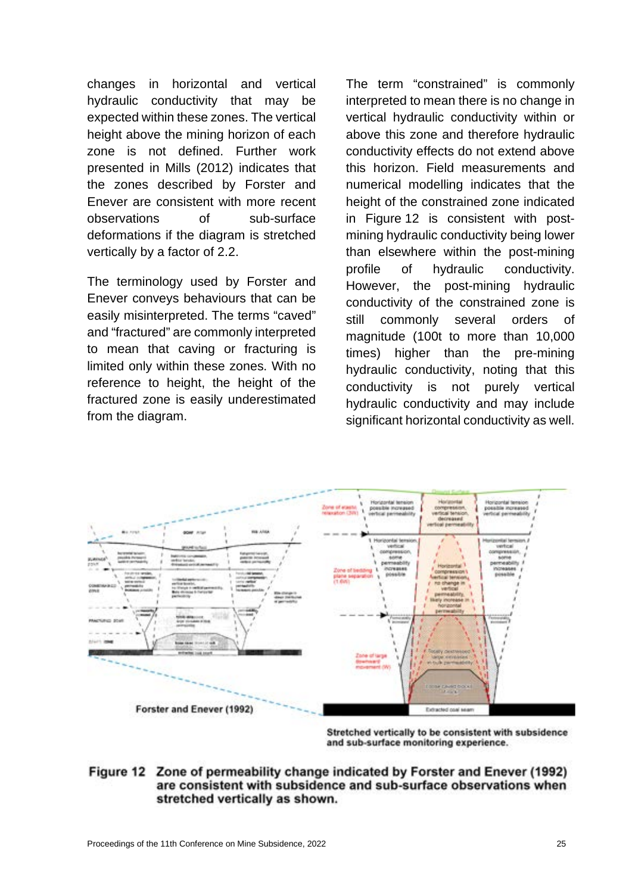changes in horizontal and vertical hydraulic conductivity that may be expected within these zones. The vertical height above the mining horizon of each zone is not defined. Further work presented in Mills (2012) indicates that the zones described by Forster and Enever are consistent with more recent observations of sub-surface deformations if the diagram is stretched vertically by a factor of 2.2.

The terminology used by Forster and Enever conveys behaviours that can be easily misinterpreted. The terms "caved" and "fractured" are commonly interpreted to mean that caving or fracturing is limited only within these zones. With no reference to height, the height of the fractured zone is easily underestimated from the diagram.

The term "constrained" is commonly interpreted to mean there is no change in vertical hydraulic conductivity within or above this zone and therefore hydraulic conductivity effects do not extend above this horizon. Field measurements and numerical modelling indicates that the height of the constrained zone indicated in Figure 12 is consistent with post-mining hydraulic conductivity being lower than elsewhere within the post-mining profile of hydraulic conductivity. However, the post-mining hydraulic conductivity of the constrained zone is still commonly several orders of magnitude (100t to more than 10,000 times) higher than the pre-mining hydraulic conductivity, noting that this conductivity is not purely vertical hydraulic conductivity and may include significant horizontal conductivity as well.

Forster and Enever (1992)

Stretched vertically to be consistent with subsidence and sub-surface monitoring experience.

**Figure 12** Zone of permeability change indicated by Forster and Enever (1992) are consistent with subsidence and sub-surface observations when stretched vertically as shown.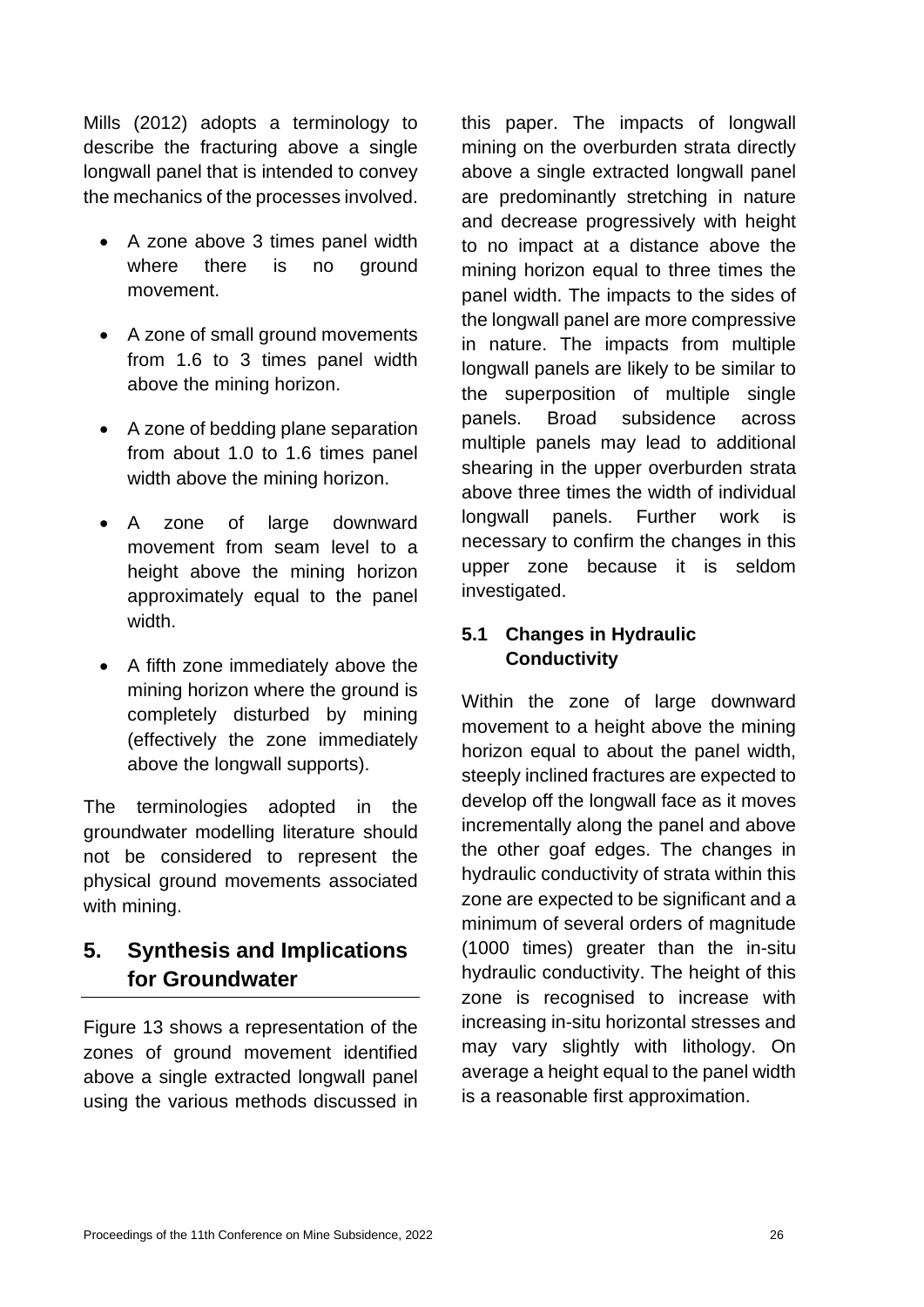Mills (2012) adopts a terminology to describe the fracturing above a single longwall panel that is intended to convey the mechanics of the processes involved.

- A zone above 3 times panel width where there is no ground movement.
- A zone of small ground movements from 1.6 to 3 times panel width above the mining horizon.
- A zone of bedding plane separation from about 1.0 to 1.6 times panel width above the mining horizon.
- A zone of large downward movement from seam level to a height above the mining horizon approximately equal to the panel width.
- A fifth zone immediately above the mining horizon where the ground is completely disturbed by mining (effectively the zone immediately above the longwall supports).

The terminologies adopted in the groundwater modelling literature should not be considered to represent the physical ground movements associated with mining.

## 5. Synthesis and Implications for Groundwater

Figure 13 shows a representation of the zones of ground movement identified above a single extracted longwall panel using the various methods discussed in this paper. The impacts of longwall mining on the overburden strata directly above a single extracted longwall panel are predominantly stretching in nature and decrease progressively with height to no impact at a distance above the mining horizon equal to three times the panel width. The impacts to the sides of the longwall panel are more compressive in nature. The impacts from multiple longwall panels are likely to be similar to the superposition of multiple single panels. Broad subsidence across multiple panels may lead to additional shearing in the upper overburden strata above three times the width of individual longwall panels. Further work is necessary to confirm the changes in this upper zone because it is seldom investigated.

### 5.1 Changes in Hydraulic Conductivity

Within the zone of large downward movement to a height above the mining horizon equal to about the panel width, steeply inclined fractures are expected to develop off the longwall face as it moves incrementally along the panel and above the other goaf edges. The changes in hydraulic conductivity of strata within this zone are expected to be significant and a minimum of several orders of magnitude (1000 times) greater than the in-situ hydraulic conductivity. The height of this zone is recognised to increase with increasing in-situ horizontal stresses and may vary slightly with lithology. On average a height equal to the panel width is a reasonable first approximation.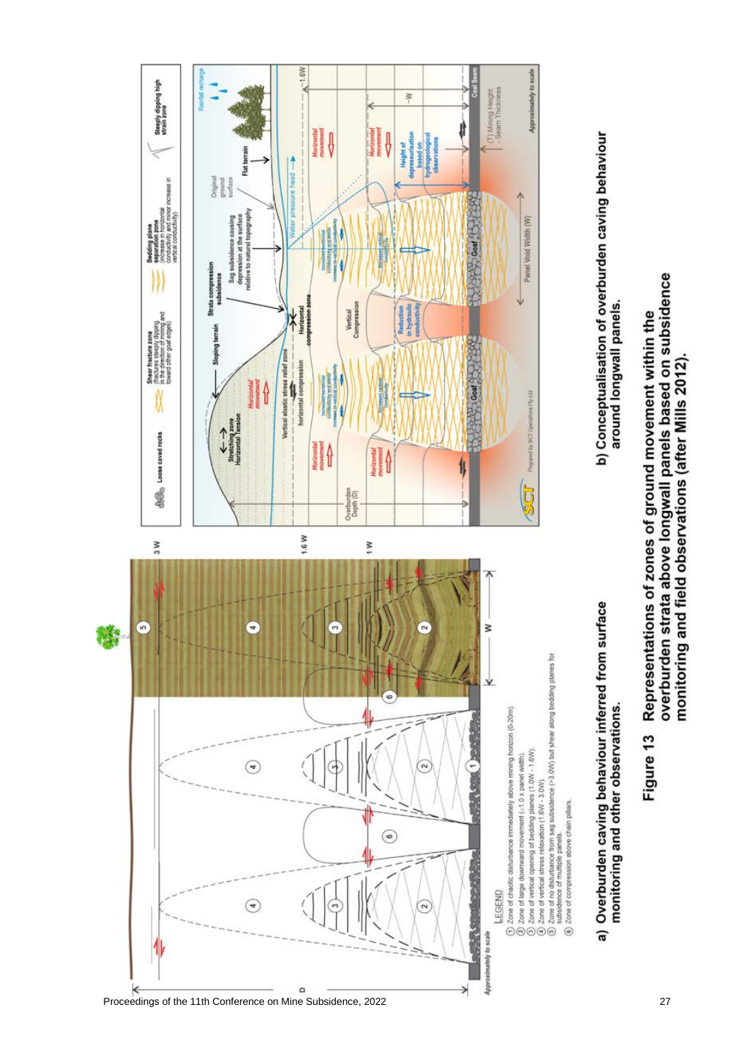LEGEND

1. Zone of chaotic disturbance immediately above mining horizon (0-20m).
2. Zone of large downward movement (≤1.0 x panel width).
3. Zone of vertical opening of bedding planes (1.0W - 1.6W).
4. Zone of vertical stress relaxation (1.6W - 3.0W).
5. Zone of no disturbance from sag subsidence (>3.0W) but shear along bedding planes for subsidence of multiple panels.
6. Zone of compression above chain pillars.

a) Overburden caving behaviour inferred from surface monitoring and other observations.

b) Conceptualisation of overburden caving behaviour around longwall panels.

**Figure 13 Representations of zones of ground movement within the overburden strata above longwall panels based on subsidence monitoring and field observations (after Mills 2012).**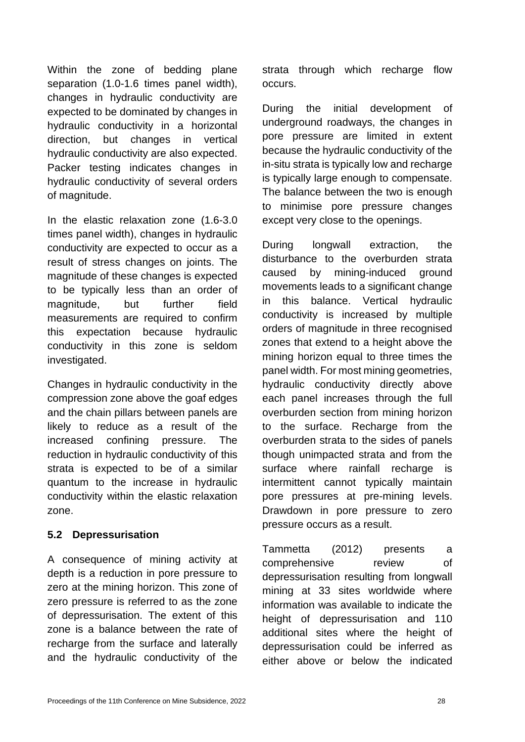Within the zone of bedding plane separation (1.0-1.6 times panel width), changes in hydraulic conductivity are expected to be dominated by changes in hydraulic conductivity in a horizontal direction, but changes in vertical hydraulic conductivity are also expected. Packer testing indicates changes in hydraulic conductivity of several orders of magnitude.

In the elastic relaxation zone (1.6-3.0 times panel width), changes in hydraulic conductivity are expected to occur as a result of stress changes on joints. The magnitude of these changes is expected to be typically less than an order of magnitude, but further field measurements are required to confirm this expectation because hydraulic conductivity in this zone is seldom investigated.

Changes in hydraulic conductivity in the compression zone above the goaf edges and the chain pillars between panels are likely to reduce as a result of the increased confining pressure. The reduction in hydraulic conductivity of this strata is expected to be of a similar quantum to the increase in hydraulic conductivity within the elastic relaxation zone.

### 5.2 Depressurisation

A consequence of mining activity at depth is a reduction in pore pressure to zero at the mining horizon. This zone of zero pressure is referred to as the zone of depressurisation. The extent of this zone is a balance between the rate of recharge from the surface and laterally and the hydraulic conductivity of the strata through which recharge flow occurs.

During the initial development of underground roadways, the changes in pore pressure are limited in extent because the hydraulic conductivity of the in-situ strata is typically low and recharge is typically large enough to compensate. The balance between the two is enough to minimise pore pressure changes except very close to the openings.

During longwall extraction, the disturbance to the overburden strata caused by mining-induced ground movements leads to a significant change in this balance. Vertical hydraulic conductivity is increased by multiple orders of magnitude in three recognised zones that extend to a height above the mining horizon equal to three times the panel width. For most mining geometries, hydraulic conductivity directly above each panel increases through the full overburden section from mining horizon to the surface. Recharge from the overburden strata to the sides of panels though unimpacted strata and from the surface where rainfall recharge is intermittent cannot typically maintain pore pressures at pre-mining levels. Drawdown in pore pressure to zero pressure occurs as a result.

Tammetta (2012) presents a comprehensive review of depressurisation resulting from longwall mining at 33 sites worldwide where information was available to indicate the height of depressurisation and 110 additional sites where the height of depressurisation could be inferred as either above or below the indicated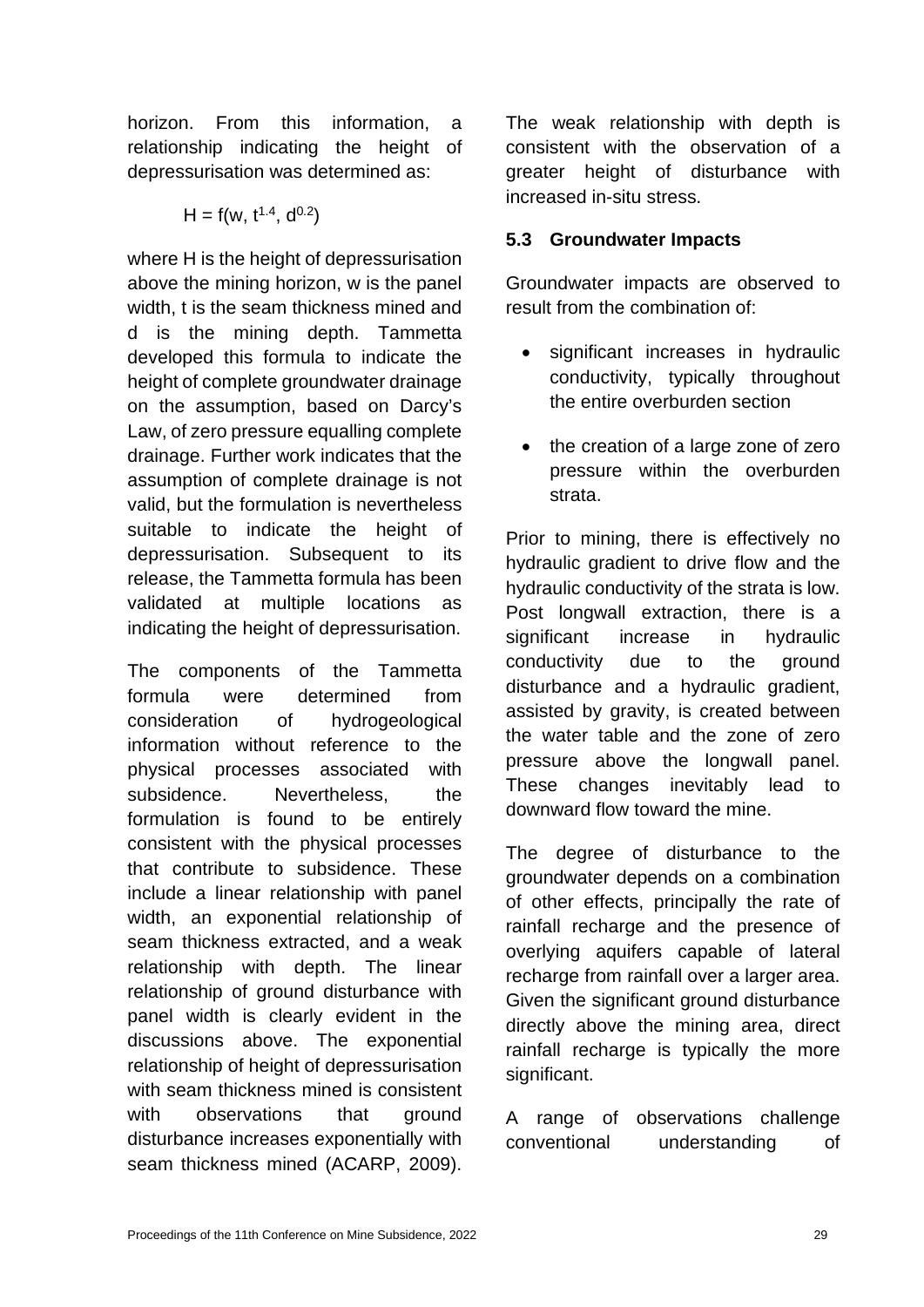horizon. From this information, a relationship indicating the height of depressurisation was determined as:

$$H = f(w, t^{1.4}, d^{0.2})$$

where H is the height of depressurisation above the mining horizon, w is the panel width, t is the seam thickness mined and d is the mining depth. Tammetta developed this formula to indicate the height of complete groundwater drainage on the assumption, based on Darcy's Law, of zero pressure equalling complete drainage. Further work indicates that the assumption of complete drainage is not valid, but the formulation is nevertheless suitable to indicate the height of depressurisation. Subsequent to its release, the Tammetta formula has been validated at multiple locations as indicating the height of depressurisation.

The components of the Tammetta formula were determined from consideration of hydrogeological information without reference to the physical processes associated with subsidence. Nevertheless, the formulation is found to be entirely consistent with the physical processes that contribute to subsidence. These include a linear relationship with panel width, an exponential relationship of seam thickness extracted, and a weak relationship with depth. The linear relationship of ground disturbance with panel width is clearly evident in the discussions above. The exponential relationship of height of depressurisation with seam thickness mined is consistent with observations that ground disturbance increases exponentially with seam thickness mined (ACARP, 2009). The weak relationship with depth is consistent with the observation of a greater height of disturbance with increased in-situ stress.

### 5.3 Groundwater Impacts

Groundwater impacts are observed to result from the combination of:

- significant increases in hydraulic conductivity, typically throughout the entire overburden section
- the creation of a large zone of zero pressure within the overburden strata.

Prior to mining, there is effectively no hydraulic gradient to drive flow and the hydraulic conductivity of the strata is low. Post longwall extraction, there is a significant increase in hydraulic conductivity due to the ground disturbance and a hydraulic gradient, assisted by gravity, is created between the water table and the zone of zero pressure above the longwall panel. These changes inevitably lead to downward flow toward the mine.

The degree of disturbance to the groundwater depends on a combination of other effects, principally the rate of rainfall recharge and the presence of overlying aquifers capable of lateral recharge from rainfall over a larger area. Given the significant ground disturbance directly above the mining area, direct rainfall recharge is typically the more significant.

A range of observations challenge conventional understanding of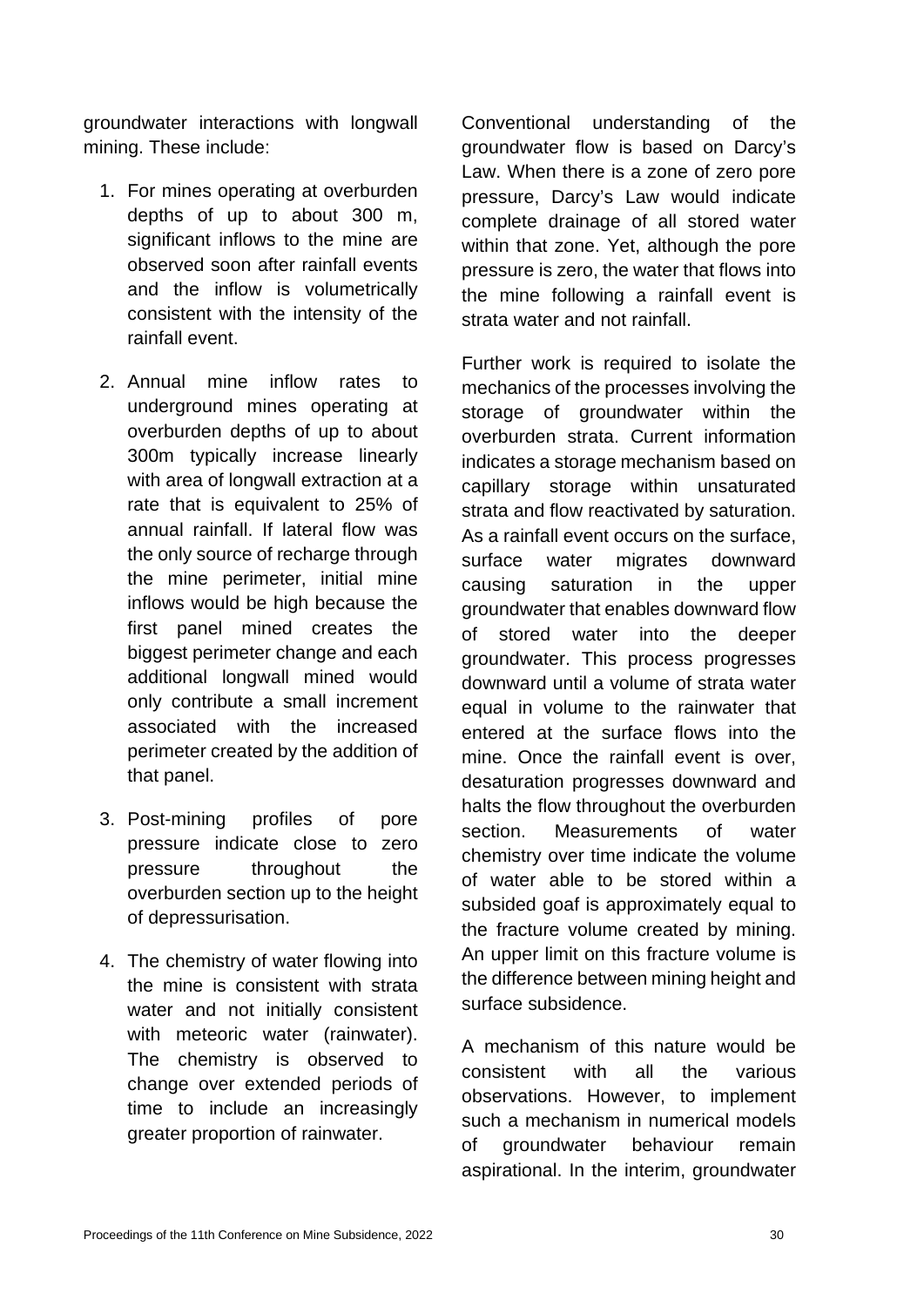groundwater interactions with longwall mining. These include:

1. For mines operating at overburden depths of up to about 300 m, significant inflows to the mine are observed soon after rainfall events and the inflow is volumetrically consistent with the intensity of the rainfall event.

2. Annual mine inflow rates to underground mines operating at overburden depths of up to about 300m typically increase linearly with area of longwall extraction at a rate that is equivalent to 25% of annual rainfall. If lateral flow was the only source of recharge through the mine perimeter, initial mine inflows would be high because the first panel mined creates the biggest perimeter change and each additional longwall mined would only contribute a small increment associated with the increased perimeter created by the addition of that panel.

3. Post-mining profiles of pore pressure indicate close to zero pressure throughout the overburden section up to the height of depressurisation.

4. The chemistry of water flowing into the mine is consistent with strata water and not initially consistent with meteoric water (rainwater). The chemistry is observed to change over extended periods of time to include an increasingly greater proportion of rainwater.

Conventional understanding of the groundwater flow is based on Darcy's Law. When there is a zone of zero pore pressure, Darcy's Law would indicate complete drainage of all stored water within that zone. Yet, although the pore pressure is zero, the water that flows into the mine following a rainfall event is strata water and not rainfall.

Further work is required to isolate the mechanics of the processes involving the storage of groundwater within the overburden strata. Current information indicates a storage mechanism based on capillary storage within unsaturated strata and flow reactivated by saturation. As a rainfall event occurs on the surface, surface water migrates downward causing saturation in the upper groundwater that enables downward flow of stored water into the deeper groundwater. This process progresses downward until a volume of strata water equal in volume to the rainwater that entered at the surface flows into the mine. Once the rainfall event is over, desaturation progresses downward and halts the flow throughout the overburden section. Measurements of water chemistry over time indicate the volume of water able to be stored within a subsided goaf is approximately equal to the fracture volume created by mining. An upper limit on this fracture volume is the difference between mining height and surface subsidence.

A mechanism of this nature would be consistent with all the various observations. However, to implement such a mechanism in numerical models of groundwater behaviour remain aspirational. In the interim, groundwater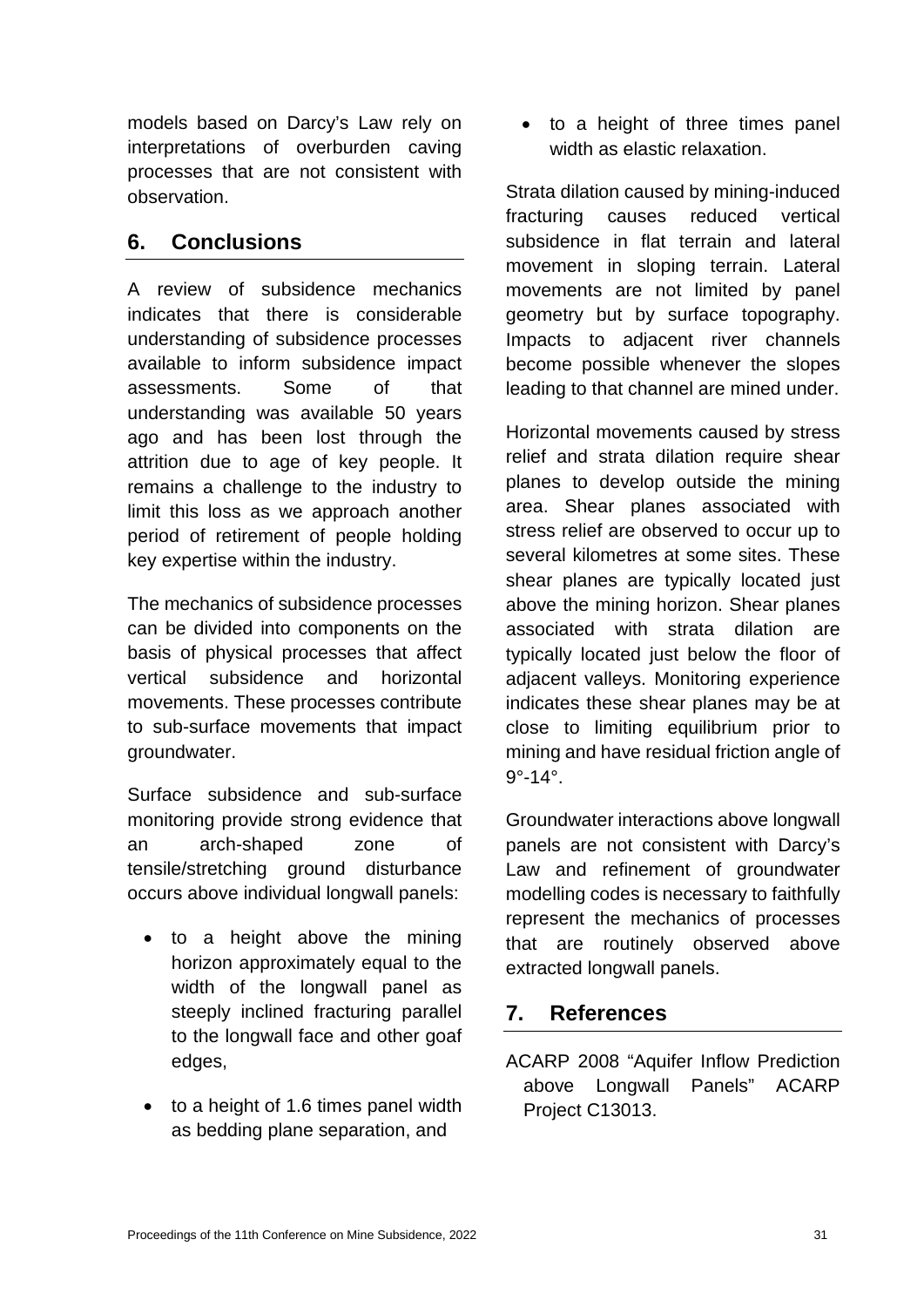models based on Darcy's Law rely on interpretations of overburden caving processes that are not consistent with observation.

## 6. Conclusions

A review of subsidence mechanics indicates that there is considerable understanding of subsidence processes available to inform subsidence impact assessments. Some of that understanding was available 50 years ago and has been lost through the attrition due to age of key people. It remains a challenge to the industry to limit this loss as we approach another period of retirement of people holding key expertise within the industry.

The mechanics of subsidence processes can be divided into components on the basis of physical processes that affect vertical subsidence and horizontal movements. These processes contribute to sub-surface movements that impact groundwater.

Surface subsidence and sub-surface monitoring provide strong evidence that an arch-shaped zone of tensile/stretching ground disturbance occurs above individual longwall panels:

- to a height above the mining horizon approximately equal to the width of the longwall panel as steeply inclined fracturing parallel to the longwall face and other goaf edges,
- to a height of 1.6 times panel width as bedding plane separation, and
- to a height of three times panel width as elastic relaxation.

Strata dilation caused by mining-induced fracturing causes reduced vertical subsidence in flat terrain and lateral movement in sloping terrain. Lateral movements are not limited by panel geometry but by surface topography. Impacts to adjacent river channels become possible whenever the slopes leading to that channel are mined under.

Horizontal movements caused by stress relief and strata dilation require shear planes to develop outside the mining area. Shear planes associated with stress relief are observed to occur up to several kilometres at some sites. These shear planes are typically located just above the mining horizon. Shear planes associated with strata dilation are typically located just below the floor of adjacent valleys. Monitoring experience indicates these shear planes may be at close to limiting equilibrium prior to mining and have residual friction angle of 9°-14°.

Groundwater interactions above longwall panels are not consistent with Darcy's Law and refinement of groundwater modelling codes is necessary to faithfully represent the mechanics of processes that are routinely observed above extracted longwall panels.

## 7. References

ACARP 2008 "Aquifer Inflow Prediction above Longwall Panels" ACARP Project C13013.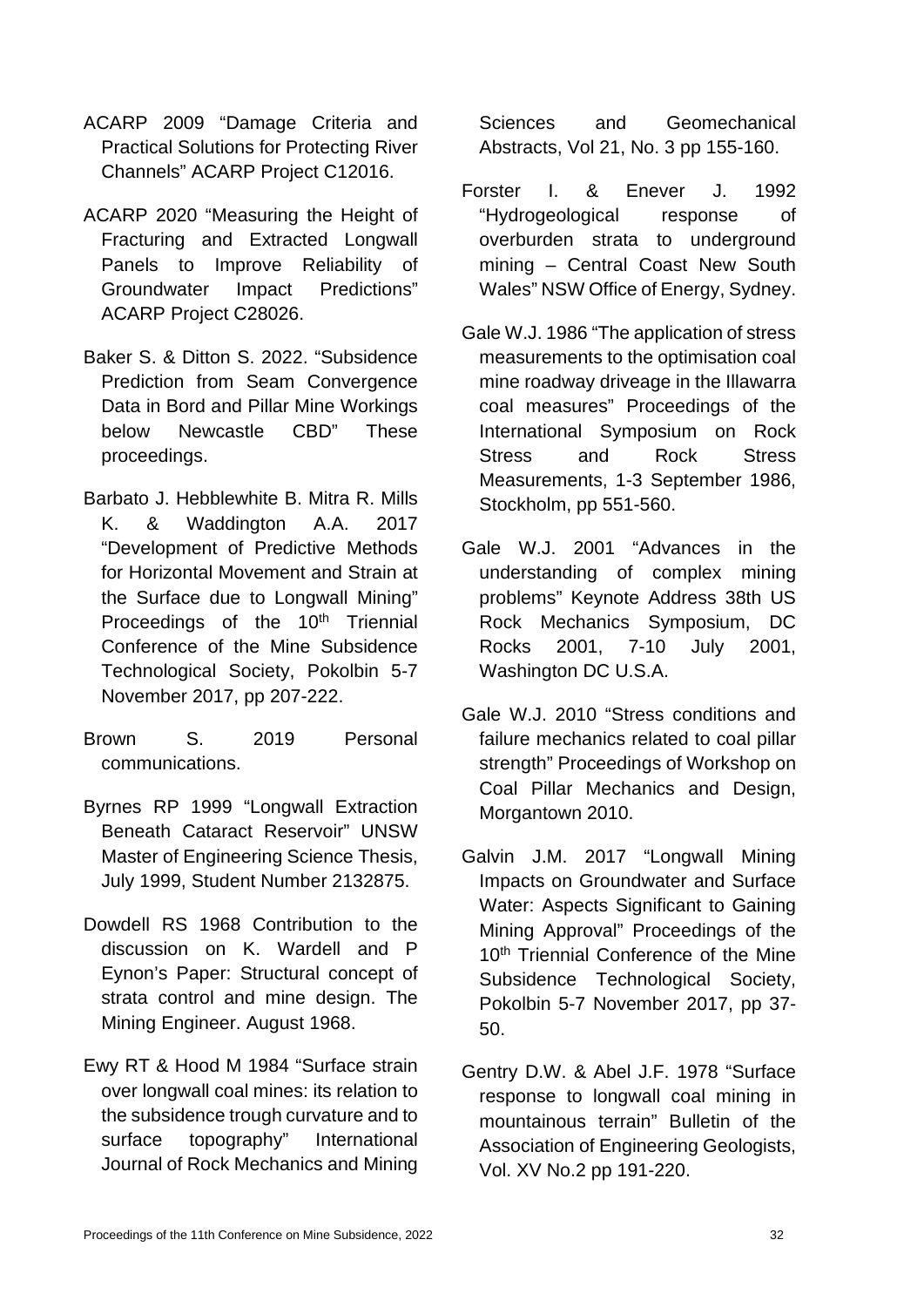ACARP 2009 "Damage Criteria and Practical Solutions for Protecting River Channels" ACARP Project C12016.

ACARP 2020 "Measuring the Height of Fracturing and Extracted Longwall Panels to Improve Reliability of Groundwater Impact Predictions" ACARP Project C28026.

Baker S. & Ditton S. 2022. "Subsidence Prediction from Seam Convergence Data in Bord and Pillar Mine Workings below Newcastle CBD" These proceedings.

Barbato J. Hebblewhite B. Mitra R. Mills K. & Waddington A.A. 2017 "Development of Predictive Methods for Horizontal Movement and Strain at the Surface due to Longwall Mining" Proceedings of the 10th Triennial Conference of the Mine Subsidence Technological Society, Pokolbin 5-7 November 2017, pp 207-222.

Brown S. 2019 Personal communications.

Byrnes RP 1999 "Longwall Extraction Beneath Cataract Reservoir" UNSW Master of Engineering Science Thesis, July 1999, Student Number 2132875.

Dowdell RS 1968 Contribution to the discussion on K. Wardell and P Eynon's Paper: Structural concept of strata control and mine design. The Mining Engineer. August 1968.

Ewy RT & Hood M 1984 "Surface strain over longwall coal mines: its relation to the subsidence trough curvature and to surface topography" International Journal of Rock Mechanics and Mining Sciences and Geomechanical Abstracts, Vol 21, No. 3 pp 155-160.

Forster I. & Enever J. 1992 "Hydrogeological response of overburden strata to underground mining – Central Coast New South Wales" NSW Office of Energy, Sydney.

Gale W.J. 1986 "The application of stress measurements to the optimisation coal mine roadway driveage in the Illawarra coal measures" Proceedings of the International Symposium on Rock Stress and Rock Stress Measurements, 1-3 September 1986, Stockholm, pp 551-560.

Gale W.J. 2001 "Advances in the understanding of complex mining problems" Keynote Address 38th US Rock Mechanics Symposium, DC Rocks 2001, 7-10 July 2001, Washington DC U.S.A.

Gale W.J. 2010 "Stress conditions and failure mechanics related to coal pillar strength" Proceedings of Workshop on Coal Pillar Mechanics and Design, Morgantown 2010.

Galvin J.M. 2017 "Longwall Mining Impacts on Groundwater and Surface Water: Aspects Significant to Gaining Mining Approval" Proceedings of the 10th Triennial Conference of the Mine Subsidence Technological Society, Pokolbin 5-7 November 2017, pp 37-50.

Gentry D.W. & Abel J.F. 1978 "Surface response to longwall coal mining in mountainous terrain" Bulletin of the Association of Engineering Geologists, Vol. XV No.2 pp 191-220.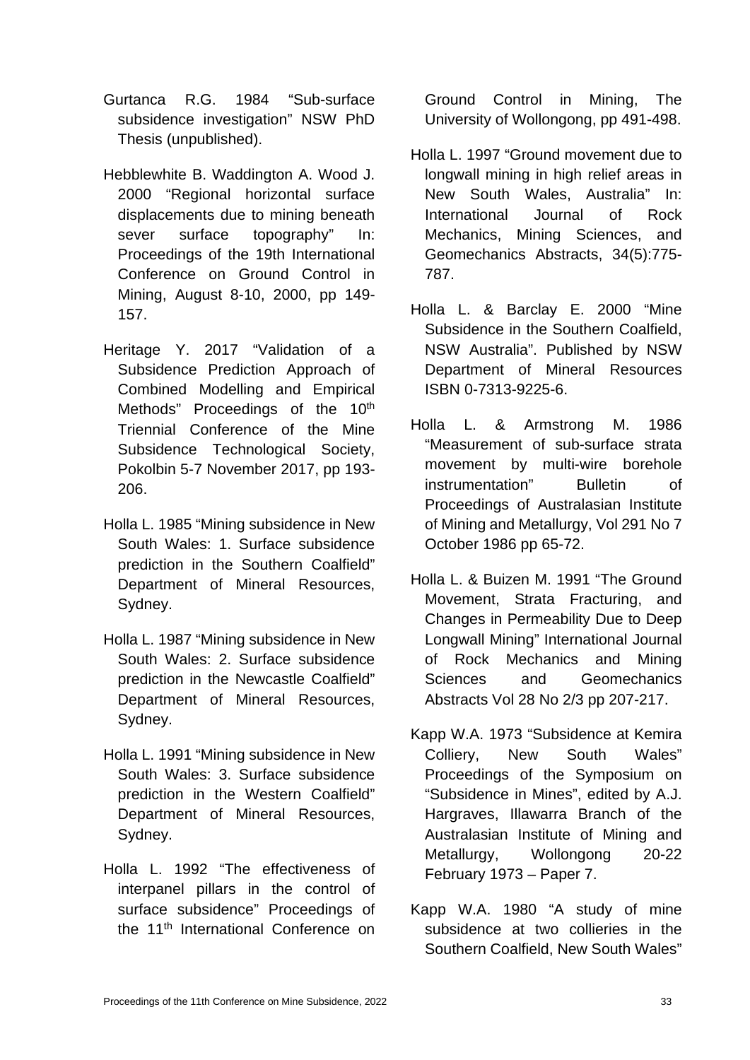Gurtanca R.G. 1984 “Sub-surface subsidence investigation” NSW PhD Thesis (unpublished).

Hebblewhite B. Waddington A. Wood J. 2000 “Regional horizontal surface displacements due to mining beneath sever surface topography” In: Proceedings of the 19th International Conference on Ground Control in Mining, August 8-10, 2000, pp 149-157.

Heritage Y. 2017 “Validation of a Subsidence Prediction Approach of Combined Modelling and Empirical Methods” Proceedings of the 10th Triennial Conference of the Mine Subsidence Technological Society, Pokolbin 5-7 November 2017, pp 193-206.

Holla L. 1985 “Mining subsidence in New South Wales: 1. Surface subsidence prediction in the Southern Coalfield” Department of Mineral Resources, Sydney.

Holla L. 1987 “Mining subsidence in New South Wales: 2. Surface subsidence prediction in the Newcastle Coalfield” Department of Mineral Resources, Sydney.

Holla L. 1991 “Mining subsidence in New South Wales: 3. Surface subsidence prediction in the Western Coalfield” Department of Mineral Resources, Sydney.

Holla L. 1992 “The effectiveness of interpanel pillars in the control of surface subsidence” Proceedings of the 11th International Conference on Ground Control in Mining, The University of Wollongong, pp 491-498.

Holla L. 1997 “Ground movement due to longwall mining in high relief areas in New South Wales, Australia” In: International Journal of Rock Mechanics, Mining Sciences, and Geomechanics Abstracts, 34(5):775-787.

Holla L. & Barclay E. 2000 “Mine Subsidence in the Southern Coalfield, NSW Australia”. Published by NSW Department of Mineral Resources ISBN 0-7313-9225-6.

Holla L. & Armstrong M. 1986 “Measurement of sub-surface strata movement by multi-wire borehole instrumentation” Bulletin of Proceedings of Australasian Institute of Mining and Metallurgy, Vol 291 No 7 October 1986 pp 65-72.

Holla L. & Buizen M. 1991 “The Ground Movement, Strata Fracturing, and Changes in Permeability Due to Deep Longwall Mining” International Journal of Rock Mechanics and Mining Sciences and Geomechanics Abstracts Vol 28 No 2/3 pp 207-217.

Kapp W.A. 1973 “Subsidence at Kemira Colliery, New South Wales” Proceedings of the Symposium on “Subsidence in Mines”, edited by A.J. Hargraves, Illawarra Branch of the Australasian Institute of Mining and Metallurgy, Wollongong 20-22 February 1973 – Paper 7.

Kapp W.A. 1980 “A study of mine subsidence at two collieries in the Southern Coalfield, New South Wales”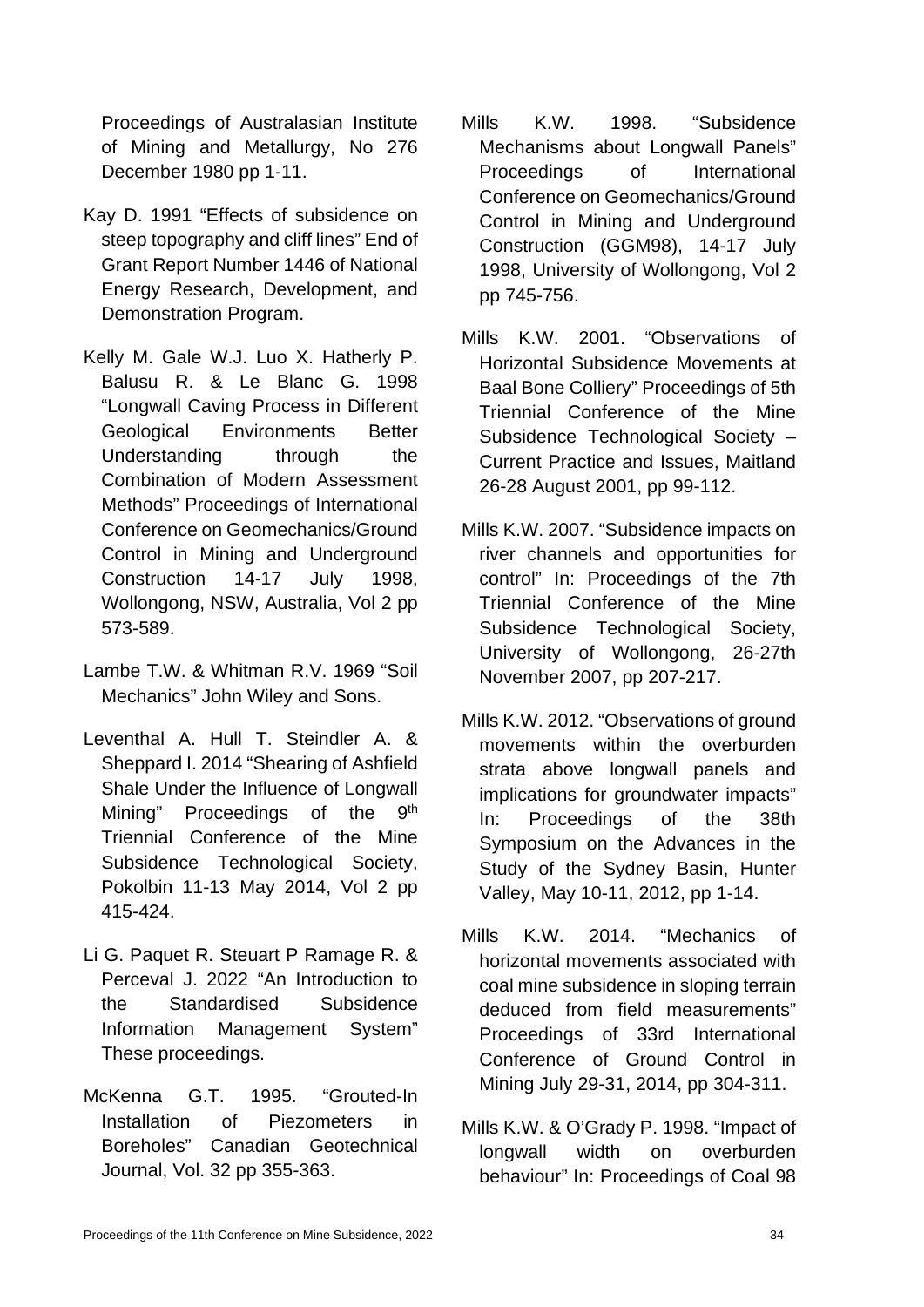Proceedings of Australasian Institute of Mining and Metallurgy, No 276 December 1980 pp 1-11.

Kay D. 1991 "Effects of subsidence on steep topography and cliff lines" End of Grant Report Number 1446 of National Energy Research, Development, and Demonstration Program.

Kelly M. Gale W.J. Luo X. Hatherly P. Balusu R. & Le Blanc G. 1998 "Longwall Caving Process in Different Geological Environments Better Understanding through the Combination of Modern Assessment Methods" Proceedings of International Conference on Geomechanics/Ground Control in Mining and Underground Construction 14-17 July 1998, Wollongong, NSW, Australia, Vol 2 pp 573-589.

Lambe T.W. & Whitman R.V. 1969 "Soil Mechanics" John Wiley and Sons.

Leventhal A. Hull T. Steindler A. & Sheppard I. 2014 "Shearing of Ashfield Shale Under the Influence of Longwall Mining" Proceedings of the 9th Triennial Conference of the Mine Subsidence Technological Society, Pokolbin 11-13 May 2014, Vol 2 pp 415-424.

Li G. Paquet R. Steuart P Ramage R. & Perceval J. 2022 "An Introduction to the Standardised Subsidence Information Management System" These proceedings.

McKenna G.T. 1995. "Grouted-In Installation of Piezometers in Boreholes" Canadian Geotechnical Journal, Vol. 32 pp 355-363.

Mills K.W. 1998. "Subsidence Mechanisms about Longwall Panels" Proceedings of International Conference on Geomechanics/Ground Control in Mining and Underground Construction (GGM98), 14-17 July 1998, University of Wollongong, Vol 2 pp 745-756.

Mills K.W. 2001. "Observations of Horizontal Subsidence Movements at Baal Bone Colliery" Proceedings of 5th Triennial Conference of the Mine Subsidence Technological Society – Current Practice and Issues, Maitland 26-28 August 2001, pp 99-112.

Mills K.W. 2007. "Subsidence impacts on river channels and opportunities for control" In: Proceedings of the 7th Triennial Conference of the Mine Subsidence Technological Society, University of Wollongong, 26-27th November 2007, pp 207-217.

Mills K.W. 2012. "Observations of ground movements within the overburden strata above longwall panels and implications for groundwater impacts" In: Proceedings of the 38th Symposium on the Advances in the Study of the Sydney Basin, Hunter Valley, May 10-11, 2012, pp 1-14.

Mills K.W. 2014. "Mechanics of horizontal movements associated with coal mine subsidence in sloping terrain deduced from field measurements" Proceedings of 33rd International Conference of Ground Control in Mining July 29-31, 2014, pp 304-311.

Mills K.W. & O'Grady P. 1998. "Impact of longwall width on overburden behaviour" In: Proceedings of Coal 98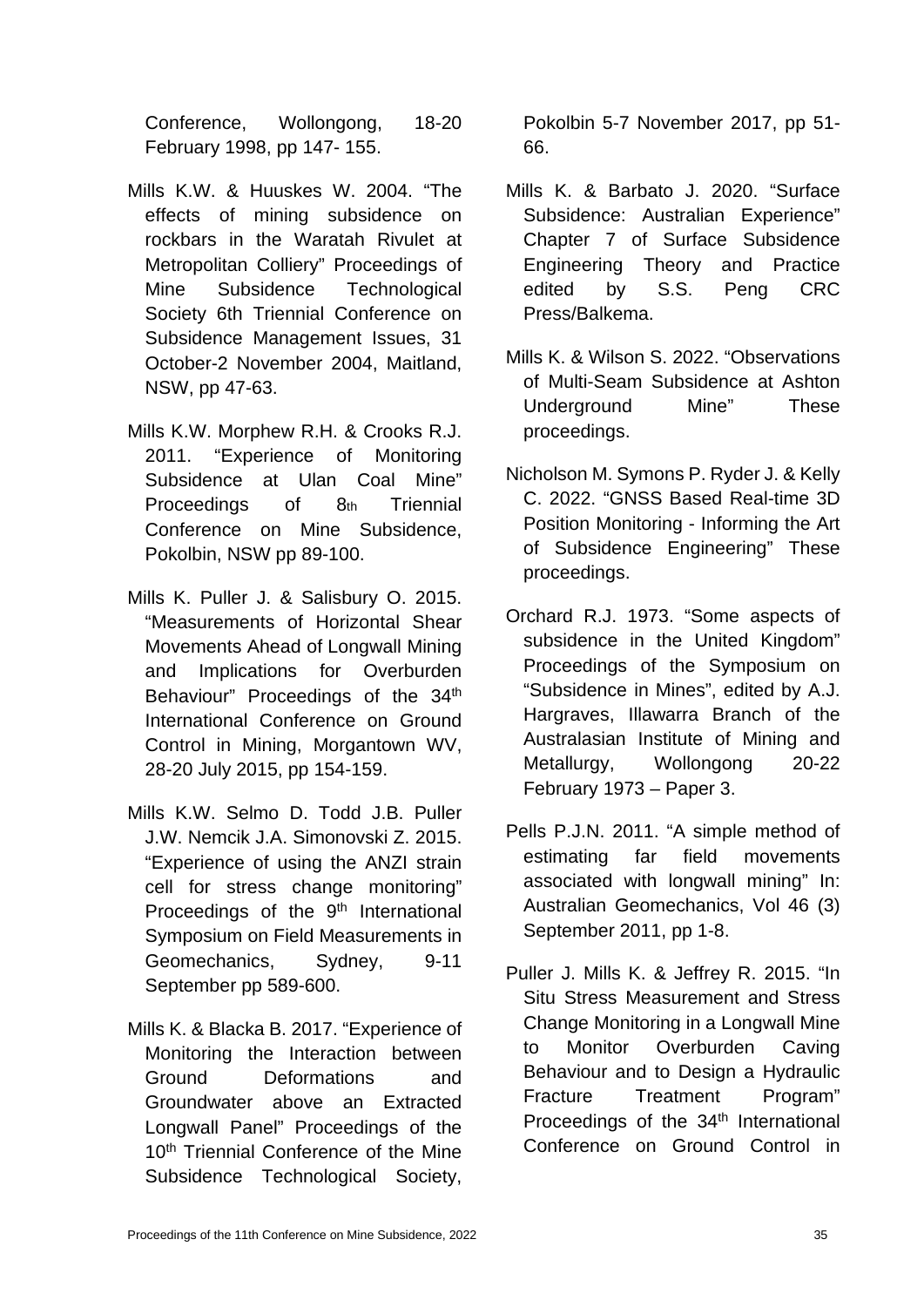Conference, Wollongong, 18-20 February 1998, pp 147- 155.

Mills K.W. & Huuskes W. 2004. "The effects of mining subsidence on rockbars in the Waratah Rivulet at Metropolitan Colliery" Proceedings of Mine Subsidence Technological Society 6th Triennial Conference on Subsidence Management Issues, 31 October-2 November 2004, Maitland, NSW, pp 47-63.

Mills K.W. Morphew R.H. & Crooks R.J. 2011. "Experience of Monitoring Subsidence at Ulan Coal Mine" Proceedings of 8th Triennial Conference on Mine Subsidence, Pokolbin, NSW pp 89-100.

Mills K. Puller J. & Salisbury O. 2015. "Measurements of Horizontal Shear Movements Ahead of Longwall Mining and Implications for Overburden Behaviour" Proceedings of the 34th International Conference on Ground Control in Mining, Morgantown WV, 28-20 July 2015, pp 154-159.

Mills K.W. Selmo D. Todd J.B. Puller J.W. Nemcik J.A. Simonovski Z. 2015. "Experience of using the ANZI strain cell for stress change monitoring" Proceedings of the 9th International Symposium on Field Measurements in Geomechanics, Sydney, 9-11 September pp 589-600.

Mills K. & Blacka B. 2017. "Experience of Monitoring the Interaction between Ground Deformations and Groundwater above an Extracted Longwall Panel" Proceedings of the 10th Triennial Conference of the Mine Subsidence Technological Society, Pokolbin 5-7 November 2017, pp 51-66.

Mills K. & Barbato J. 2020. "Surface Subsidence: Australian Experience" Chapter 7 of Surface Subsidence Engineering Theory and Practice edited by S.S. Peng CRC Press/Balkema.

Mills K. & Wilson S. 2022. "Observations of Multi-Seam Subsidence at Ashton Underground Mine" These proceedings.

Nicholson M. Symons P. Ryder J. & Kelly C. 2022. "GNSS Based Real-time 3D Position Monitoring - Informing the Art of Subsidence Engineering" These proceedings.

Orchard R.J. 1973. "Some aspects of subsidence in the United Kingdom" Proceedings of the Symposium on "Subsidence in Mines", edited by A.J. Hargraves, Illawarra Branch of the Australasian Institute of Mining and Metallurgy, Wollongong 20-22 February 1973 – Paper 3.

Pells P.J.N. 2011. "A simple method of estimating far field movements associated with longwall mining" In: Australian Geomechanics, Vol 46 (3) September 2011, pp 1-8.

Puller J. Mills K. & Jeffrey R. 2015. "In Situ Stress Measurement and Stress Change Monitoring in a Longwall Mine to Monitor Overburden Caving Behaviour and to Design a Hydraulic Fracture Treatment Program" Proceedings of the 34th International Conference on Ground Control in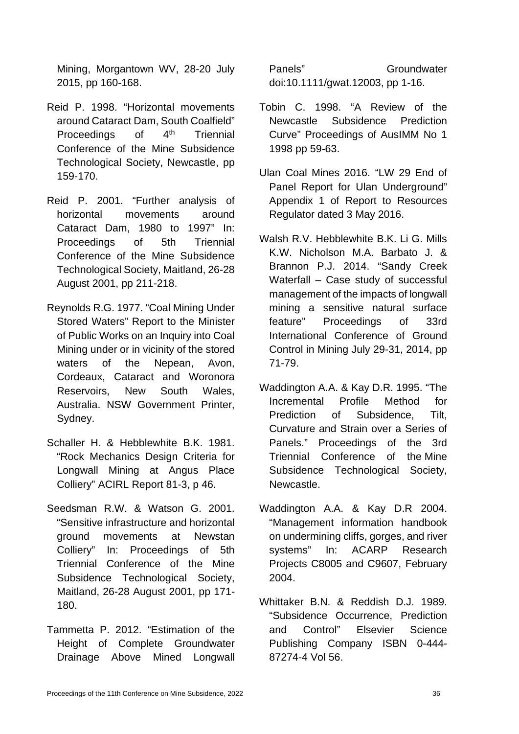Mining, Morgantown WV, 28-20 July 2015, pp 160-168.

Reid P. 1998. "Horizontal movements around Cataract Dam, South Coalfield" Proceedings of 4th Triennial Conference of the Mine Subsidence Technological Society, Newcastle, pp 159-170.

Reid P. 2001. "Further analysis of horizontal movements around Cataract Dam, 1980 to 1997" In: Proceedings of 5th Triennial Conference of the Mine Subsidence Technological Society, Maitland, 26-28 August 2001, pp 211-218.

Reynolds R.G. 1977. "Coal Mining Under Stored Waters" Report to the Minister of Public Works on an Inquiry into Coal Mining under or in vicinity of the stored waters of the Nepean, Avon, Cordeaux, Cataract and Woronora Reservoirs, New South Wales, Australia. NSW Government Printer, Sydney.

Schaller H. & Hebblewhite B.K. 1981. "Rock Mechanics Design Criteria for Longwall Mining at Angus Place Colliery" ACIRL Report 81-3, p 46.

Seedsman R.W. & Watson G. 2001. "Sensitive infrastructure and horizontal ground movements at Newstan Colliery" In: Proceedings of 5th Triennial Conference of the Mine Subsidence Technological Society, Maitland, 26-28 August 2001, pp 171-180.

Tammetta P. 2012. "Estimation of the Height of Complete Groundwater Drainage Above Mined Longwall Panels" Groundwater doi:10.1111/gwat.12003, pp 1-16.

Tobin C. 1998. "A Review of the Newcastle Subsidence Prediction Curve" Proceedings of AusIMM No 1 1998 pp 59-63.

Ulan Coal Mines 2016. "LW 29 End of Panel Report for Ulan Underground" Appendix 1 of Report to Resources Regulator dated 3 May 2016.

Walsh R.V. Hebblewhite B.K. Li G. Mills K.W. Nicholson M.A. Barbato J. & Brannon P.J. 2014. "Sandy Creek Waterfall – Case study of successful management of the impacts of longwall mining a sensitive natural surface feature" Proceedings of 33rd International Conference of Ground Control in Mining July 29-31, 2014, pp 71-79.

Waddington A.A. & Kay D.R. 1995. "The Incremental Profile Method for Prediction of Subsidence, Tilt, Curvature and Strain over a Series of Panels." Proceedings of the 3rd Triennial Conference of the Mine Subsidence Technological Society, Newcastle.

Waddington A.A. & Kay D.R 2004. "Management information handbook on undermining cliffs, gorges, and river systems" In: ACARP Research Projects C8005 and C9607, February 2004.

Whittaker B.N. & Reddish D.J. 1989. "Subsidence Occurrence, Prediction and Control" Elsevier Science Publishing Company ISBN 0-444-87274-4 Vol 56.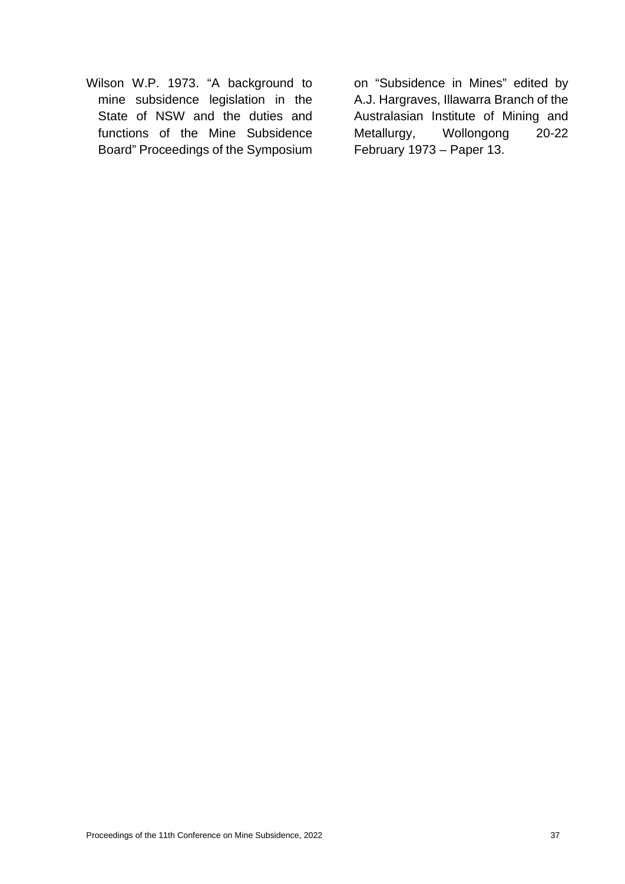Wilson W.P. 1973. "A background to mine subsidence legislation in the State of NSW and the duties and functions of the Mine Subsidence Board" Proceedings of the Symposium on "Subsidence in Mines" edited by A.J. Hargraves, Illawarra Branch of the Australasian Institute of Mining and Metallurgy, Wollongong 20-22 February 1973 – Paper 13.